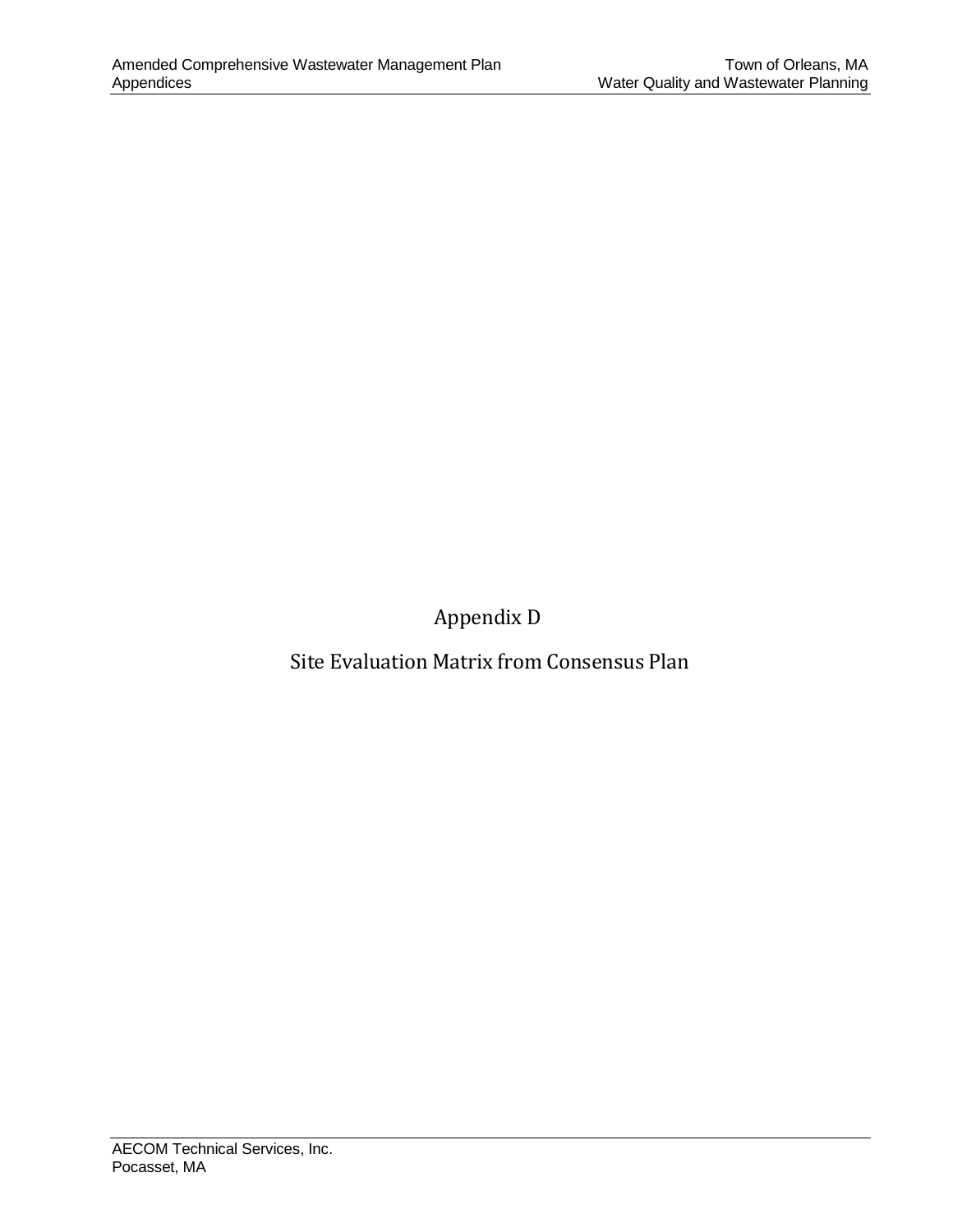# Appendix D

## Site Evaluation Matrix from Consensus Plan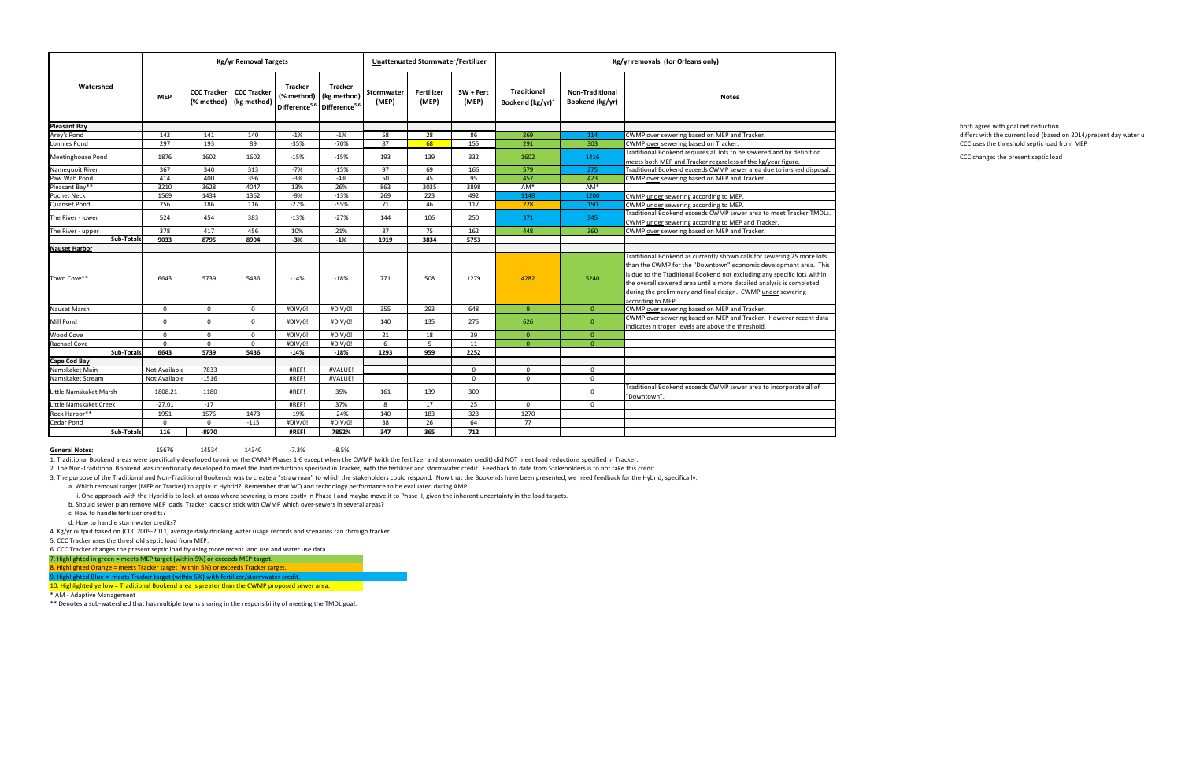| Watershed | Kg/yr Removal Targets | | | | | Unattenuated Stormwater/Fertilizer | | | Kg/yr removals (for Orleans only) | | |
|---|---|---|---|---|---|---|---|---|---|---|---|
| | MEP | CCC Tracker (% method) | CCC Tracker (kg method) | Tracker (% method) Difference[5,6] | Tracker (kg method) Difference[5,6] | Stormwater (MEP) | Fertilizer (MEP) | SW + Fert (MEP) | Traditional Bookend (kg/yr)[1] | Non-Traditional Bookend (kg/yr) | Notes |
| **Pleasant Bay** | | | | | | | | | | | |
| Arey's Pond | 142 | 141 | 140 | -1% | -1% | 58 | 28 | 86 | 269 | 114 | CWMP over sewering based on MEP and Tracker. |
| Lonnies Pond | 297 | 193 | 89 | -35% | -70% | 87 | 68 | 155 | 291 | 303 | CWMP over sewering based on Tracker. |
| Meetinghouse Pond | 1876 | 1602 | 1602 | -15% | -15% | 193 | 139 | 332 | 1602 | 1416 | Traditional Bookend requires all lots to be sewered and by definition meets both MEP and Tracker regardless of the kg/year figure. |
| Namequoit River | 367 | 340 | 313 | -7% | -15% | 97 | 69 | 166 | 579 | 275 | Traditional Bookend exceeds CWMP sewer area due to in-shed disposal. |
| Paw Wah Pond | 414 | 400 | 396 | -3% | -4% | 50 | 45 | 95 | 457 | 423 | CWMP over sewering based on MEP and Tracker. |
| Pleasant Bay** | 3210 | 3628 | 4047 | 13% | 26% | 863 | 3035 | 3898 | AM* | AM* | |
| Pochet Neck | 1569 | 1434 | 1362 | -9% | -13% | 269 | 223 | 492 | 1148 | 1200 | CWMP under sewering according to MEP. |
| Quanset Pond | 256 | 186 | 116 | -27% | -55% | 71 | 46 | 117 | 228 | 150 | CWMP under sewering according to MEP. |
| The River - lower | 524 | 454 | 383 | -13% | -27% | 144 | 106 | 250 | 371 | 345 | Traditional Bookend exceeds CWMP sewer area to meet Tracker TMDLs. CWMP under sewering according to MEP and Tracker. |
| The River - upper | 378 | 417 | 456 | 10% | 21% | 87 | 75 | 162 | 448 | 360 | CWMP over sewering based on MEP and Tracker. |
| **Sub-Totals** | **9033** | **8795** | **8904** | **-3%** | **-1%** | **1919** | **3834** | **5753** | | | |
| **Nauset Harbor** | | | | | | | | | | | |
| Town Cove** | 6643 | 5739 | 5436 | -14% | -18% | 771 | 508 | 1279 | 4282 | 5240 | Traditional Bookend as currently shown calls for sewering 25 more lots than the CWMP for the "Downtown" economic development area. This is due to the Traditional Bookend not excluding any specific lots within the overall sewered area until a more detailed analysis is completed during the preliminary and final design. CWMP under sewering according to MEP. |
| Nauset Marsh | 0 | 0 | 0 | #DIV/0! | #DIV/0! | 355 | 293 | 648 | 9 | 0 | CWMP over sewering based on MEP and Tracker. |
| Mill Pond | 0 | 0 | 0 | #DIV/0! | #DIV/0! | 140 | 135 | 275 | 626 | 0 | CWMP over sewering based on MEP and Tracker. However recent data indicates nitrogen levels are above the threshold. |
| Wood Cove | 0 | 0 | 0 | #DIV/0! | #DIV/0! | 21 | 18 | 39 | 0 | 0 | |
| Rachael Cove | 0 | 0 | 0 | #DIV/0! | #DIV/0! | 6 | 5 | 11 | 0 | 0 | |
| **Sub-Totals** | **6643** | **5739** | **5436** | **-14%** | **-18%** | **1293** | **959** | **2252** | | | |
| **Cape Cod Bay** | | | | | | | | | | | |
| Namskaket Main | Not Available | -7833 | | #REF! | #VALUE! | | | 0 | 0 | 0 | |
| Namskaket Stream | Not Available | -1516 | | #REF! | #VALUE! | | | 0 | 0 | 0 | |
| Little Namskaket Marsh | -1808.21 | -1180 | | #REF! | 35% | 161 | 139 | 300 | | 0 | Traditional Bookend exceeds CWMP sewer area to incorporate all of "Downtown". |
| Little Namskaket Creek | -27.01 | -17 | | #REF! | 37% | 8 | 17 | 25 | 0 | 0 | |
| Rock Harbor** | 1951 | 1576 | 1473 | -19% | -24% | 140 | 183 | 323 | 1270 | | |
| Cedar Pond | 0 | 0 | -115 | #DIV/0! | #DIV/0! | 38 | 26 | 64 | 77 | | |
| **Sub-Totals** | **116** | **-8970** | | **#REF!** | **7852%** | **347** | **365** | **712** | | | |
| **General Notes:** | 15676 | 14534 | 14340 | -7.3% | -8.5% | | | | | | |

both agree with goal net reduction
differs with the current load (based on 2014/present day water u
CCC uses the threshold septic load from MEP
CCC changes the present septic load

1. Traditional Bookend areas were specifically developed to mirror the CWMP Phases 1-6 except when the CWMP (with the fertilizer and stormwater credit) did NOT meet load reductions specified in Tracker.
2. The Non-Traditional Bookend was intentionally developed to meet the load reductions specified in Tracker, with the fertilizer and stormwater credit. Feedback to date from Stakeholders is to not take this credit.
3. The purpose of the Traditional and Non-Traditional Bookends was to create a "straw man" to which the stakeholders could respond. Now that the Bookends have been presented, we need feedback for the Hybrid, specifically:
   a. Which removal target (MEP or Tracker) to apply in Hybrid? Remember that WQ and technology performance to be evaluated during AMP.
      i. One approach with the Hybrid is to look at areas where sewering is more costly in Phase I and maybe move it to Phase II, given the inherent uncertainty in the load targets.
   b. Should sewer plan remove MEP loads, Tracker loads or stick with CWMP which over-sewers in several areas?
   c. How to handle fertilizer credits?
   d. How to handle stormwater credits?
4. Kg/yr output based on (CCC 2009-2011) average daily drinking water usage records and scenarios ran through tracker.
5. CCC Tracker uses the threshold septic load from MEP.
6. CCC Tracker changes the present septic load by using more recent land use and water use data.
7. Highlighted in green = meets MEP target (within 5%) or exceeds MEP target.
8. Highlighted Orange = meets Tracker target (within 5%) or exceeds Tracker target.
9. Highlighted Blue = meets Tracker target (within 5%) with fertilizer/stormwater credit.
10. Highlighted yellow = Traditional Bookend area is greater than the CWMP proposed sewer area.

\* AM - Adaptive Management

\*\* Denotes a sub-watershed that has multiple towns sharing in the responsibility of meeting the TMDL goal.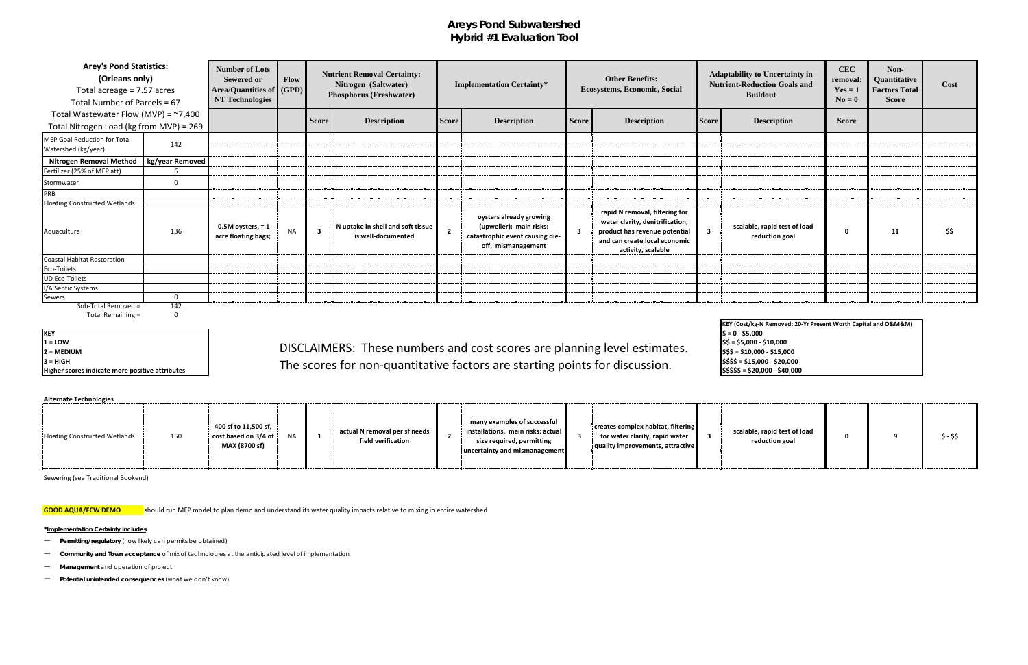# Areys Pond Subwatershed
## Hybrid #1 Evaluation Tool

| Arey's Pond Statistics: (Orleans only) Total acreage = 7.57 acres Total Number of Parcels = 67 | | Number of Lots Sewered or Area/Quantities of NT Technologies | Flow (GPD) | Nutrient Removal Certainty: Nitrogen (Saltwater) Phosphorus (Freshwater) | | Implementation Certainty* | | Other Benefits: Ecosystems, Economic, Social | | Adaptability to Uncertainty in Nutrient-Reduction Goals and Buildout | | CEC removal: Yes = 1 No = 0 | Non-Quantitative Factors Total Score | Cost |
|---|---|---|---|---|---|---|---|---|---|---|---|---|---|---|
| Total Wastewater Flow (MVP) = ~7,400 Total Nitrogen Load (kg from MVP) = 269 | | | | Score | Description | Score | Description | Score | Description | Score | Description | Score | | |
| MEP Goal Reduction for Total Watershed (kg/year) | 142 | | | | | | | | | | | | | |
| **Nitrogen Removal Method** | **kg/year Removed** | | | | | | | | | | | | | |
| Fertilizer (25% of MEP att) | 6 | | | | | | | | | | | | | |
| Stormwater | 0 | | | | | | | | | | | | | |
| PRB | | | | | | | | | | | | | | |
| Floating Constructed Wetlands | | | | | | | | | | | | | | |
| Aquaculture | 136 | 0.5M oysters, ~ 1 acre floating bags; | NA | 3 | N uptake in shell and soft tissue is well-documented | 2 | oysters already growing (upweller); main risks: catastrophic event causing die-off, mismanagement | 3 | rapid N removal, filtering for water clarity, denitrification, product has revenue potential and can create local economic activity, scalable | 3 | scalable, rapid test of load reduction goal | 0 | 11 | $$ |
| Coastal Habitat Restoration | | | | | | | | | | | | | | |
| Eco-Toilets | | | | | | | | | | | | | | |
| UD Eco-Toilets | | | | | | | | | | | | | | |
| I/A Septic Systems | | | | | | | | | | | | | | |
| Sewers | 0 | | | | | | | | | | | | | |
| Sub-Total Removed = | 142 | | | | | | | | | | | | | |
| Total Remaining = | 0 | | | | | | | | | | | | | |

**KEY**
**1 = LOW**
**2 = MEDIUM**
**3 = HIGH**
**Higher scores indicate more positive attributes**

DISCLAIMERS: These numbers and cost scores are planning level estimates. The scores for non-quantitative factors are starting points for discussion.

**KEY (Cost/kg-N Removed: 20-Yr Present Worth Capital and O&M&M)**
**$ = 0 - $5,000**
**$$ = $5,000 - $10,000**
**$$$ = $10,000 - $15,000**
**$$$$ = $15,000 - $20,000**
**$$$$$ = $20,000 - $40,000**

**Alternate Technologies**

| Technology | kg/year Removed | Area/Quantities | Flow | Score | Description | Score | Description | Score | Description | Score | Description | CEC Score | Non-Quantitative Total | Cost |
|---|---|---|---|---|---|---|---|---|---|---|---|---|---|---|
| Floating Constructed Wetlands | 150 | 400 sf to 11,500 sf, cost based on 3/4 of MAX (8700 sf) | NA | 1 | actual N removal per sf needs field verification | 2 | many examples of successful installations. main risks: actual size required, permitting uncertainty and mismanagement | 3 | creates complex habitat, filtering for water clarity, rapid water quality improvements, attractive | 3 | scalable, rapid test of load reduction goal | 0 | 9 | $ - $$ |

Sewering (see Traditional Bookend)

**GOOD AQUA/FCW DEMO** should run MEP model to plan demo and understand its water quality impacts relative to mixing in entire watershed

***Implementation Certainty includes**

- **Permitting/regulatory** (how likely can permits be obtained)
- **Community and Town acceptance** of mix of technologies at the anticipated level of implementation
- **Management** and operation of project
- **Potential unintended consequences** (what we don't know)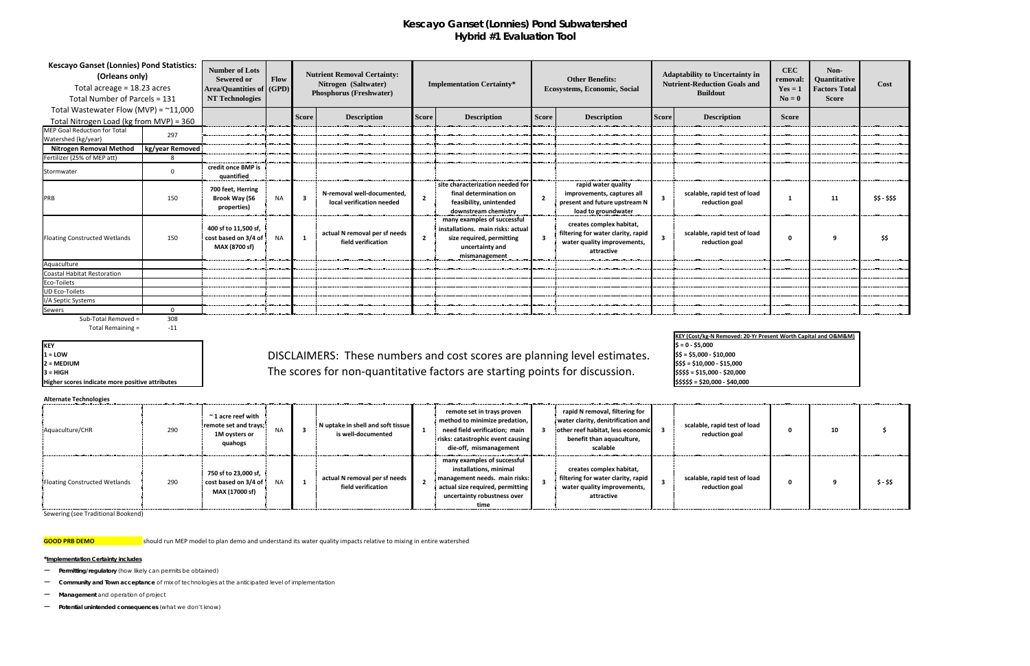# Kescayo Ganset (Lonnies) Pond Subwatershed
## Hybrid #1 Evaluation Tool

| Kescayo Ganset (Lonnies) Pond Statistics: (Orleans only) Total acreage = 18.23 acres Total Number of Parcels = 131 Total Wastewater Flow (MVP) = ~11,000 Total Nitrogen Load (kg from MVP) = 360 | | Number of Lots Sewered or Area/Quantities of NT Technologies | Flow (GPD) | Nutrient Removal Certainty: Nitrogen (Saltwater) Phosphorus (Freshwater) | | Implementation Certainty* | | Other Benefits: Ecosystems, Economic, Social | | Adaptability to Uncertainty in Nutrient-Reduction Goals and Buildout | | CEC removal: Yes = 1 No = 0 | Non-Quantitative Factors Total Score | Cost |
|---|---|---|---|---|---|---|---|---|---|---|---|---|---|---|
| | | | | Score | Description | Score | Description | Score | Description | Score | Description | Score | | |
| MEP Goal Reduction for Total Watershed (kg/year) | 297 | | | | | | | | | | | | | |
| **Nitrogen Removal Method** | **kg/year Removed** | | | | | | | | | | | | | |
| Fertilizer (25% of MEP att) | 8 | | | | | | | | | | | | | |
| Stormwater | 0 | credit once BMP is quantified | | | | | | | | | | | | |
| PRB | 150 | 700 feet, Herring Brook Way (56 properties) | NA | 3 | N-removal well-documented, local verification needed | 2 | site characterization needed for final determination on feasibility, unintended downstream chemistry | 2 | rapid water quality improvements, captures all present and future upstream N load to groundwater | 3 | scalable, rapid test of load reduction goal | 1 | 11 | $$ - $$$ |
| Floating Constructed Wetlands | 150 | 400 sf to 11,500 sf, cost based on 3/4 of MAX (8700 sf) | NA | 1 | actual N removal per sf needs field verification | 2 | many examples of successful installations. main risks: actual size required, permitting uncertainty and mismanagement | 3 | creates complex habitat, filtering for water clarity, rapid water quality improvements, attractive | 3 | scalable, rapid test of load reduction goal | 0 | 9 | $$ |
| Aquaculture | | | | | | | | | | | | | | |
| Coastal Habitat Restoration | | | | | | | | | | | | | | |
| Eco-Toilets | | | | | | | | | | | | | | |
| UD Eco-Toilets | | | | | | | | | | | | | | |
| I/A Septic Systems | | | | | | | | | | | | | | |
| Sewers | 0 | | | | | | | | | | | | | |
| Sub-Total Removed = | 308 | | | | | | | | | | | | | |
| Total Remaining = | -11 | | | | | | | | | | | | | |

**KEY**
1 = LOW
2 = MEDIUM
3 = HIGH
Higher scores indicate more positive attributes

DISCLAIMERS: These numbers and cost scores are planning level estimates.
The scores for non-quantitative factors are starting points for discussion.

**KEY (Cost/kg-N Removed: 20-Yr Present Worth Capital and O&M&M)**
$ = 0 - $5,000
$$ = $5,000 - $10,000
$$$ = $10,000 - $15,000
$$$$ = $15,000 - $20,000
$$$$$ = $20,000 - $40,000

**Alternate Technologies**

| Technology | kg/year Removed | Number of Lots Sewered or Area/Quantities of NT Technologies | Flow (GPD) | Score | Description | Score | Description | Score | Description | Score | Description | Score | Non-Quantitative Factors Total Score | Cost |
|---|---|---|---|---|---|---|---|---|---|---|---|---|---|---|
| Aquaculture/CHR | 290 | ~1 acre reef with remote set and trays; 1M oysters or quahogs | NA | 3 | N uptake in shell and soft tissue is well-documented | 1 | remote set in trays proven method to minimize predation, need field verification; main risks: catastrophic event causing die-off, mismanagement | 3 | rapid N removal, filtering for water clarity, denitrification and other reef habitat, less economic benefit than aquaculture, scalable | 3 | scalable, rapid test of load reduction goal | 0 | 10 | $ |
| Floating Constructed Wetlands | 290 | 750 sf to 23,000 sf, cost based on 3/4 of MAX (17000 sf) | NA | 1 | actual N removal per sf needs field verification | 2 | many examples of successful installations, minimal management needs. main risks: actual size required, permitting uncertainty robustness over time | 3 | creates complex habitat, filtering for water clarity, rapid water quality improvements, attractive | 3 | scalable, rapid test of load reduction goal | 0 | 9 | $ - $$ |

Sewering (see Traditional Bookend)

**GOOD PRB DEMO** should run MEP model to plan demo and understand its water quality impacts relative to mixing in entire watershed

**\*Implementation Certainty includes**

- **Permitting/regulatory** (how likely can permits be obtained)
- **Community and Town acceptance** of mix of technologies at the anticipated level of implementation
- **Management** and operation of project
- **Potential unintended consequences** (what we don't know)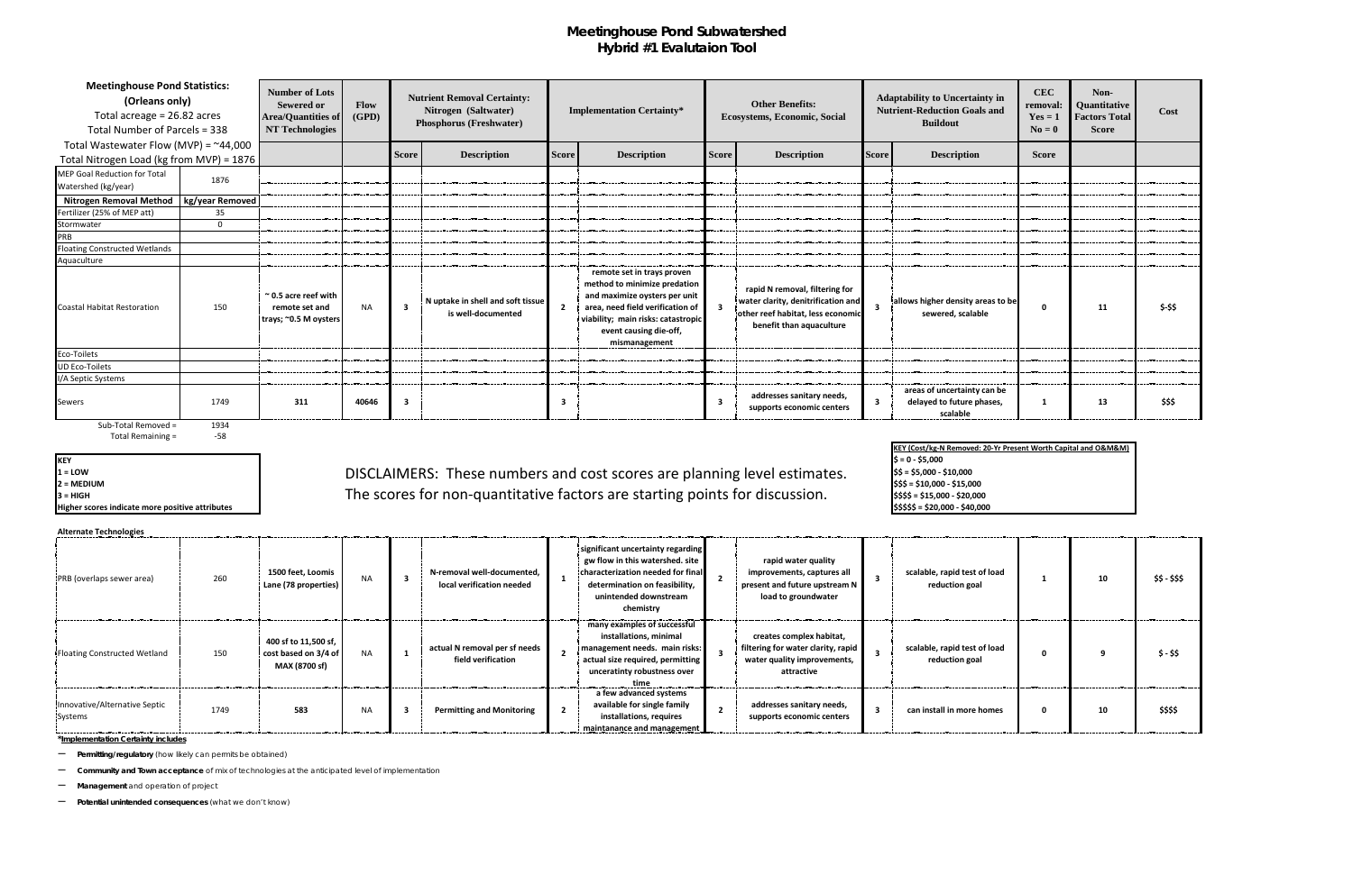# Meetinghouse Pond Subwatershed
## Hybrid #1 Evalutaion Tool

| Meetinghouse Pond Statistics: (Orleans only) Total acreage = 26.82 acres Total Number of Parcels = 338 Total Wastewater Flow (MVP) = ~44,000 Total Nitrogen Load (kg from MVP) = 1876 | | Number of Lots Sewered or Area/Quantities of NT Technologies | Flow (GPD) | Nutrient Removal Certainty: Nitrogen (Saltwater) Phosphorus (Freshwater) | | Implementation Certainty* | | Other Benefits: Ecosystems, Economic, Social | | Adaptability to Uncertainty in Nutrient-Reduction Goals and Buildout | | CEC removal: Yes = 1 No = 0 | Non-Quantitative Factors Total Score | Cost |
|---|---|---|---|---|---|---|---|---|---|---|---|---|---|---|
| | | | | Score | Description | Score | Description | Score | Description | Score | Description | Score | | |
| MEP Goal Reduction for Total Watershed (kg/year) | 1876 | | | | | | | | | | | | | |
| **Nitrogen Removal Method** | **kg/year Removed** | | | | | | | | | | | | | |
| Fertilizer (25% of MEP att) | 35 | | | | | | | | | | | | | |
| Stormwater | 0 | | | | | | | | | | | | | |
| PRB | | | | | | | | | | | | | | |
| Floating Constructed Wetlands | | | | | | | | | | | | | | |
| Aquaculture | | | | | | | | | | | | | | |
| Coastal Habitat Restoration | 150 | ~ 0.5 acre reef with remote set and trays; ~0.5 M oysters | NA | 3 | N uptake in shell and soft tissue is well-documented | 2 | remote set in trays proven method to minimize predation and maximize oysters per unit area, need field verification of viability; main risks: catastropic event causing die-off, mismanagement | 3 | rapid N removal, filtering for water clarity, denitrification and other reef habitat, less economic benefit than aquaculture | 3 | allows higher density areas to be sewered, scalable | 0 | 11 | $-$$ |
| Eco-Toilets | | | | | | | | | | | | | | |
| UD Eco-Toilets | | | | | | | | | | | | | | |
| I/A Septic Systems | | | | | | | | | | | | | | |
| Sewers | 1749 | 311 | 40646 | 3 | | 3 | | 3 | addresses sanitary needs, supports economic centers | 3 | areas of uncertainty can be delayed to future phases, scalable | 1 | 13 | $$$ |
| Sub-Total Removed = | 1934 | | | | | | | | | | | | | |
| Total Remaining = | -58 | | | | | | | | | | | | | |

**KEY**
**1 = LOW**
**2 = MEDIUM**
**3 = HIGH**
**Higher scores indicate more positive attributes**

DISCLAIMERS: These numbers and cost scores are planning level estimates. The scores for non-quantitative factors are starting points for discussion.

**KEY (Cost/kg-N Removed: 20-Yr Present Worth Capital and O&M&M)**
**$ = 0 - $5,000**
**$$ = $5,000 - $10,000**
**$$$ = $10,000 - $15,000**
**$$$$ = $15,000 - $20,000**
**$$$$$ = $20,000 - $40,000**

**Alternate Technologies**

| | | | | | | | | | | | | | | |
|---|---|---|---|---|---|---|---|---|---|---|---|---|---|---|
| PRB (overlaps sewer area) | 260 | 1500 feet, Loomis Lane (78 properties) | NA | 3 | N-removal well-documented, local verification needed | 1 | significant uncertainty regarding gw flow in this watershed. site characterization needed for final determination on feasibility, unintended downstream chemistry | 2 | rapid water quality improvements, captures all present and future upstream N load to groundwater | 3 | scalable, rapid test of load reduction goal | 1 | 10 | $$ - $$$ |
| Floating Constructed Wetland | 150 | 400 sf to 11,500 sf, cost based on 3/4 of MAX (8700 sf) | NA | 1 | actual N removal per sf needs field verification | 2 | many examples of successful installations, minimal management needs. main risks: actual size required, permitting uncertainty robustness over time | 3 | creates complex habitat, filtering for water clarity, rapid water quality improvements, attractive | 3 | scalable, rapid test of load reduction goal | 0 | 9 | $ - $$ |
| Innovative/Alternative Septic Systems | 1749 | 583 | NA | 3 | Permitting and Monitoring | 2 | a few advanced systems available for single family installations, requires maintanance and management | 2 | addresses sanitary needs, supports economic centers | 3 | can install in more homes | 0 | 10 | $$$$ |

***Implementation Certainty includes**

- **Permitting/regulatory** (how likely can permits be obtained)
- **Community and Town acceptance** of mix of technologies at the anticipated level of implementation
- **Management** and operation of project
- **Potential unintended consequences** (what we don't know)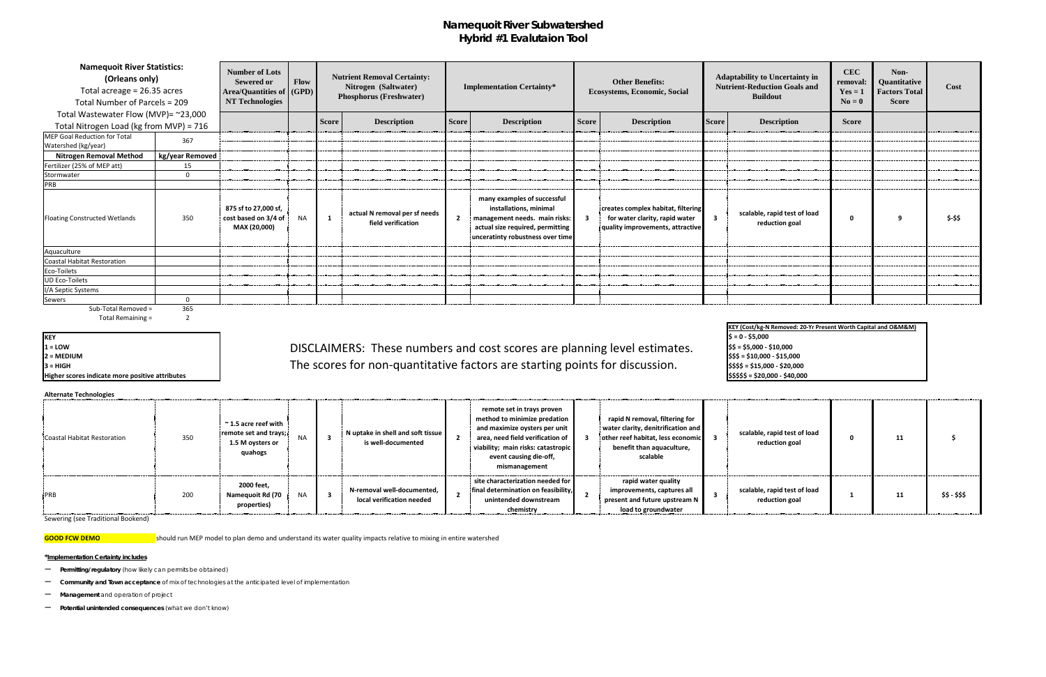# Namequoit River Subwatershed
## Hybrid #1 Evalutaion Tool

| Namequoit River Statistics: (Orleans only) Total acreage = 26.35 acres Total Number of Parcels = 209 Total Wastewater Flow (MVP)= ~23,000 Total Nitrogen Load (kg from MVP) = 716 | | Number of Lots Sewered or Area/Quantities of NT Technologies | Flow (GPD) | Nutrient Removal Certainty: Nitrogen (Saltwater) Phosphorus (Freshwater) | | Implementation Certainty* | | Other Benefits: Ecosystems, Economic, Social | | Adaptability to Uncertainty in Nutrient-Reduction Goals and Buildout | | CEC removal: Yes = 1 No = 0 | Non-Quantitative Factors Total Score | Cost |
|---|---|---|---|---|---|---|---|---|---|---|---|---|---|---|
| | | | | Score | Description | Score | Description | Score | Description | Score | Description | Score | | |
| MEP Goal Reduction for Total Watershed (kg/year) | 367 | | | | | | | | | | | | | |
| **Nitrogen Removal Method** | **kg/year Removed** | | | | | | | | | | | | | |
| Fertilizer (25% of MEP att) | 15 | | | | | | | | | | | | | |
| Stormwater | 0 | | | | | | | | | | | | | |
| PRB | | | | | | | | | | | | | | |
| Floating Constructed Wetlands | 350 | 875 sf to 27,000 sf, cost based on 3/4 of MAX (20,000) | NA | 1 | actual N removal per sf needs field verification | 2 | many examples of successful installations, minimal management needs. main risks: actual size required, permitting unceratinty robustness over time | 3 | creates complex habitat, filtering for water clarity, rapid water quality improvements, attractive | 3 | scalable, rapid test of load reduction goal | 0 | 9 | $-$$ |
| Aquaculture | | | | | | | | | | | | | | |
| Coastal Habitat Restoration | | | | | | | | | | | | | | |
| Eco-Toilets | | | | | | | | | | | | | | |
| UD Eco-Toilets | | | | | | | | | | | | | | |
| I/A Septic Systems | | | | | | | | | | | | | | |
| Sewers | 0 | | | | | | | | | | | | | |
| Sub-Total Removed = | 365 | | | | | | | | | | | | | |
| Total Remaining = | 2 | | | | | | | | | | | | | |

**KEY**
**1 = LOW**
**2 = MEDIUM**
**3 = HIGH**
**Higher scores indicate more positive attributes**

DISCLAIMERS: These numbers and cost scores are planning level estimates.
The scores for non-quantitative factors are starting points for discussion.

**KEY (Cost/kg-N Removed: 20-Yr Present Worth Capital and O&M&M)**
**$ = 0 - $5,000**
**$$ = $5,000 - $10,000**
**$$$ = $10,000 - $15,000**
**$$$$ = $15,000 - $20,000**
**$$$$$ = $20,000 - $40,000**

**Alternate Technologies**

| Technology | kg/year Removed | Number of Lots Sewered or Area/Quantities of NT Technologies | Flow (GPD) | Score | Description | Score | Description | Score | Description | Score | Description | CEC Score | Non-Quantitative Factors Total Score | Cost |
|---|---|---|---|---|---|---|---|---|---|---|---|---|---|---|
| Coastal Habitat Restoration | 350 | ~ 1.5 acre reef with remote set and trays; 1.5 M oysters or quahogs | NA | 3 | N uptake in shell and soft tissue is well-documented | 2 | remote set in trays proven method to minimize predation and maximize oysters per unit area, need field verification of viability; main risks: catastrophic event causing die-off, mismanagement | 3 | rapid N removal, filtering for water clarity, denitrification and other reef habitat, less economic benefit than aquaculture, scalable | 3 | scalable, rapid test of load reduction goal | 0 | 11 | $ |
| PRB | 200 | 2000 feet, Namequoit Rd (70 properties) | NA | 3 | N-removal well-documented, local verification needed | 2 | site characterization needed for final determination on feasibility, unintended downstream chemistry | 2 | rapid water quality improvements, captures all present and future upstream N load to groundwater | 3 | scalable, rapid test of load reduction goal | 1 | 11 | $$ - $$$ |

Sewering (see Traditional Bookend)

**GOOD FCW DEMO** should run MEP model to plan demo and understand its water quality impacts relative to mixing in entire watershed

***Implementation Certainty includes**

- **Permitting/regulatory** (how likely can permits be obtained)
- **Community and Town acceptance** of mix of technologies at the anticipated level of implementation
- **Management** and operation of project
- **Potential unintended consequences** (what we don't know)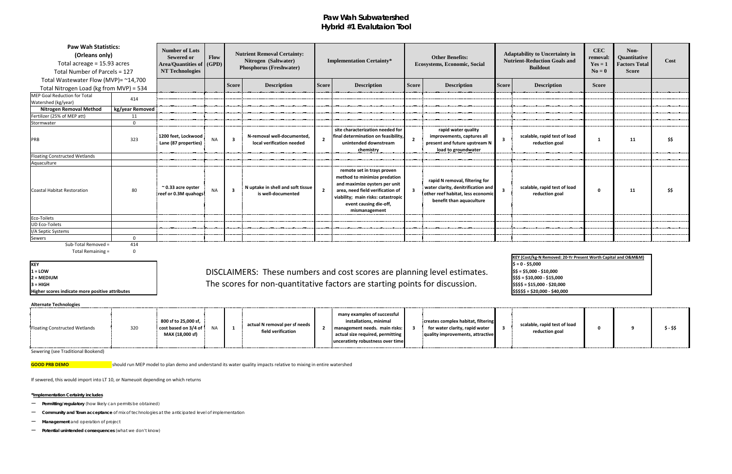# Paw Wah Subwatershed
## Hybrid #1 Evalutaion Tool

| Paw Wah Statistics: (Orleans only) Total acreage = 15.93 acres Total Number of Parcels = 127 Total Wastewater Flow (MVP)= ~14,700 Total Nitrogen Load (kg from MVP) = 534 | | Number of Lots Sewered or Area/Quantities of NT Technologies | Flow (GPD) | Nutrient Removal Certainty: Nitrogen (Saltwater) Phosphorus (Freshwater) | | Implementation Certainty* | | Other Benefits: Ecosystems, Economic, Social | | Adaptability to Uncertainty in Nutrient-Reduction Goals and Buildout | | CEC removal: Yes = 1 No = 0 | Non-Quantitative Factors Total Score | Cost |
|---|---|---|---|---|---|---|---|---|---|---|---|---|---|---|
| | | | | Score | Description | Score | Description | Score | Description | Score | Description | Score | | |
| MEP Goal Reduction for Total Watershed (kg/year) | 414 | | | | | | | | | | | | | |
| Nitrogen Removal Method | kg/year Removed | | | | | | | | | | | | | |
| Fertilizer (25% of MEP att) | 11 | | | | | | | | | | | | | |
| Stormwater | 0 | | | | | | | | | | | | | |
| PRB | 323 | 1200 feet, Lockwood Lane (87 properties) | NA | 3 | N-removal well-documented, local verification needed | 2 | site characterization needed for final determination on feasibility, unintended downstream present and chemistry | 2 | rapid water quality improvements, captures all present and future upstream N load to groundwater | 3 | scalable, rapid test of load reduction goal | 1 | 11 | $$ |
| Floating Constructed Wetlands | | | | | | | | | | | | | | |
| Aquaculture | | | | | | | | | | | | | | |
| Coastal Habitat Restoration | 80 | ~ 0.33 acre oyster reef or 0.3M quahogs | NA | 3 | N uptake in shell and soft tissue is well-documented | 2 | remote set in trays proven method to minimize predation and maximize oysters per unit area, need field verification of viability; main risks: catastropic event causing die-off, mismanagement | 3 | rapid N removal, filtering for water clarity, denitrification and other reef habitat, less economic benefit than aquaculture | 3 | scalable, rapid test of load reduction goal | 0 | 11 | $$ |
| Eco-Toilets | | | | | | | | | | | | | | |
| UD Eco-Toilets | | | | | | | | | | | | | | |
| I/A Septic Systems | | | | | | | | | | | | | | |
| Sewers | 0 | | | | | | | | | | | | | |
| Sub-Total Removed = | 414 | | | | | | | | | | | | | |
| Total Remaining = | 0 | | | | | | | | | | | | | |

**KEY**
**1 = LOW**
**2 = MEDIUM**
**3 = HIGH**
**Higher scores indicate more positive attributes**

DISCLAIMERS: These numbers and cost scores are planning level estimates. The scores for non-quantitative factors are starting points for discussion.

**KEY (Cost/kg-N Removed: 20-Yr Present Worth Capital and O&M&M)**
**$ = 0 - $5,000**
**$$ = $5,000 - $10,000**
**$$$ = $10,000 - $15,000**
**$$$$ = $15,000 - $20,000**
**$$$$$ = $20,000 - $40,000**

**Alternate Technologies**

| Technology | kg/year Removed | Area/Quantities | Flow | Score | Description | Score | Description | Score | Description | Score | Description | CEC | Total Score | Cost |
|---|---|---|---|---|---|---|---|---|---|---|---|---|---|---|
| Floating Constructed Wetlands | 320 | 800 sf to 25,000 sf, cost based on 3/4 of MAX (18,000 sf) | NA | 1 | actual N removal per sf needs field verification | 2 | many examples of successful installations, minimal management needs. main risks: actual size required, permitting unceratinty robustness over time | 3 | creates complex habitat, filtering for water clarity, rapid water quality improvements, attractive | 3 | scalable, rapid test of load reduction goal | 0 | 9 | $ - $$ |

Sewering (see Traditional Bookend)

**GOOD PRB DEMO** should run MEP model to plan demo and understand its water quality impacts relative to mixing in entire watershed

If sewered, this would import into LT 10, or Nameuoit depending on which returns

***Implementation Certainty includes**

- **Permitting/regulatory** (how likely can permits be obtained)
- **Community and Town acceptance** of mix of technologies at the anticipated level of implementation
- **Management** and operation of project
- **Potential unintended consequences** (what we don't know)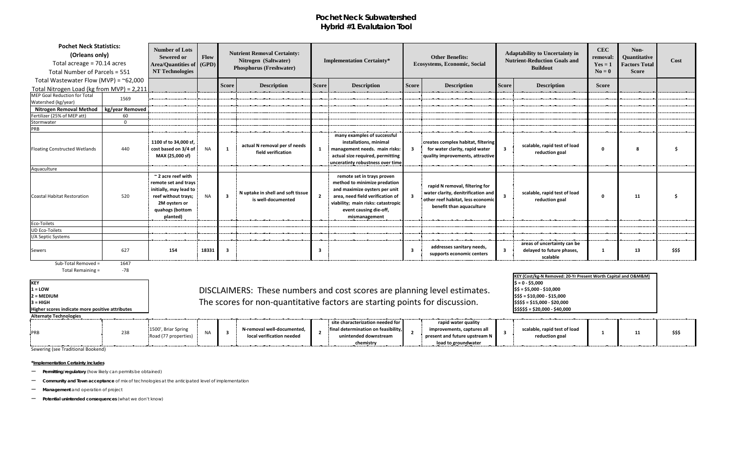# Pochet Neck Subwatershed
## Hybrid #1 Evalutaion Tool

| Pochet Neck Statistics: (Orleans only) Total acreage = 70.14 acres Total Number of Parcels = 551 Total Wastewater Flow (MVP) = ~62,000 Total Nitrogen Load (kg from MVP) = 2,211 | | Number of Lots Sewered or Area/Quantities of NT Technologies | Flow (GPD) | Nutrient Removal Certainty: Nitrogen (Saltwater) Phosphorus (Freshwater) | | Implementation Certainty* | | Other Benefits: Ecosystems, Economic, Social | | Adaptability to Uncertainty in Nutrient-Reduction Goals and Buildout | | CEC removal: Yes = 1 No = 0 | Non-Quantitative Factors Total Score | Cost |
|---|---|---|---|---|---|---|---|---|---|---|---|---|---|---|
| | | | | Score | Description | Score | Description | Score | Description | Score | Description | Score | | |
| MEP Goal Reduction for Total Watershed (kg/year) | 1569 | | | | | | | | | | | | | |
| Nitrogen Removal Method | kg/year Removed | | | | | | | | | | | | | |
| Fertilizer (25% of MEP att) | 60 | | | | | | | | | | | | | |
| Stormwater | 0 | | | | | | | | | | | | | |
| PRB | | | | | | | | | | | | | | |
| Floating Constructed Wetlands | 440 | 1100 sf to 34,000 sf, cost based on 3/4 of MAX (25,000 sf) | NA | 1 | actual N removal per sf needs field verification | 1 | many examples of successful installations, minimal management needs. main risks: actual size required, permitting unceratinty robustness over time | 3 | creates complex habitat, filtering for water clarity, rapid water quality improvements, attractive | 3 | scalable, rapid test of load reduction goal | 0 | 8 | $ |
| Aquaculture | | | | | | | | | | | | | | |
| Coastal Habitat Restoration | 520 | ~ 2 acre reef with remote set and trays initially, may lead to reef without trays; 2M oysters or quahogs (bottom planted) | NA | 3 | N uptake in shell and soft tissue is well-documented | 2 | remote set in trays proven method to minimize predation and maximize oysters per unit area, need field verification of viability; main risks: catastropic event causing die-off, mismanagement | 3 | rapid N removal, filtering for water clarity, denitrification and other reef habitat, less economic benefit than aquaculture | 3 | scalable, rapid test of load reduction goal | 0 | 11 | $ |
| Eco-Toilets | | | | | | | | | | | | | | |
| UD Eco-Toilets | | | | | | | | | | | | | | |
| I/A Septic Systems | | | | | | | | | | | | | | |
| Sewers | 627 | 154 | 18331 | 3 | | 3 | | 3 | addresses sanitary needs, supports economic centers | 3 | areas of uncertainty can be delayed to future phases, scalable | 1 | 13 | $$$ |
| Sub-Total Removed = | 1647 | | | | | | | | | | | | | |
| Total Remaining = | -78 | | | | | | | | | | | | | |

**KEY**
**1 = LOW**
**2 = MEDIUM**
**3 = HIGH**
**Higher scores indicate more positive attributes**

DISCLAIMERS: These numbers and cost scores are planning level estimates. The scores for non-quantitative factors are starting points for discussion.

**KEY (Cost/kg-N Removed: 20-Yr Present Worth Capital and O&M&M)**
**$ = 0 - $5,000**
**$$ = $5,000 - $10,000**
**$$$ = $10,000 - $15,000**
**$$$$ = $15,000 - $20,000**
**$$$$$ = $20,000 - $40,000**

**Alternate Technologies**

| | | | | | | | | | | | | | | |
|---|---|---|---|---|---|---|---|---|---|---|---|---|---|---|
| PRB | 238 | 1500', Briar Spring Road (77 properties) | NA | 3 | N-removal well-documented, local verification needed | 2 | site characterization needed for final determination on feasibility, unintended downstream chemistry | 2 | rapid water quality improvements, captures all present and future upstream N load to groundwater | 3 | scalable, rapid test of load reduction goal | 1 | 11 | $$$ |

Sewering (see Traditional Bookend)

***Implementation Certainty includes**

- **Permitting/regulatory** (how likely can permits be obtained)
- **Community and Town acceptance** of mix of technologies at the anticipated level of implementation
- **Management** and operation of project
- **Potential unintended consequences** (what we don't know)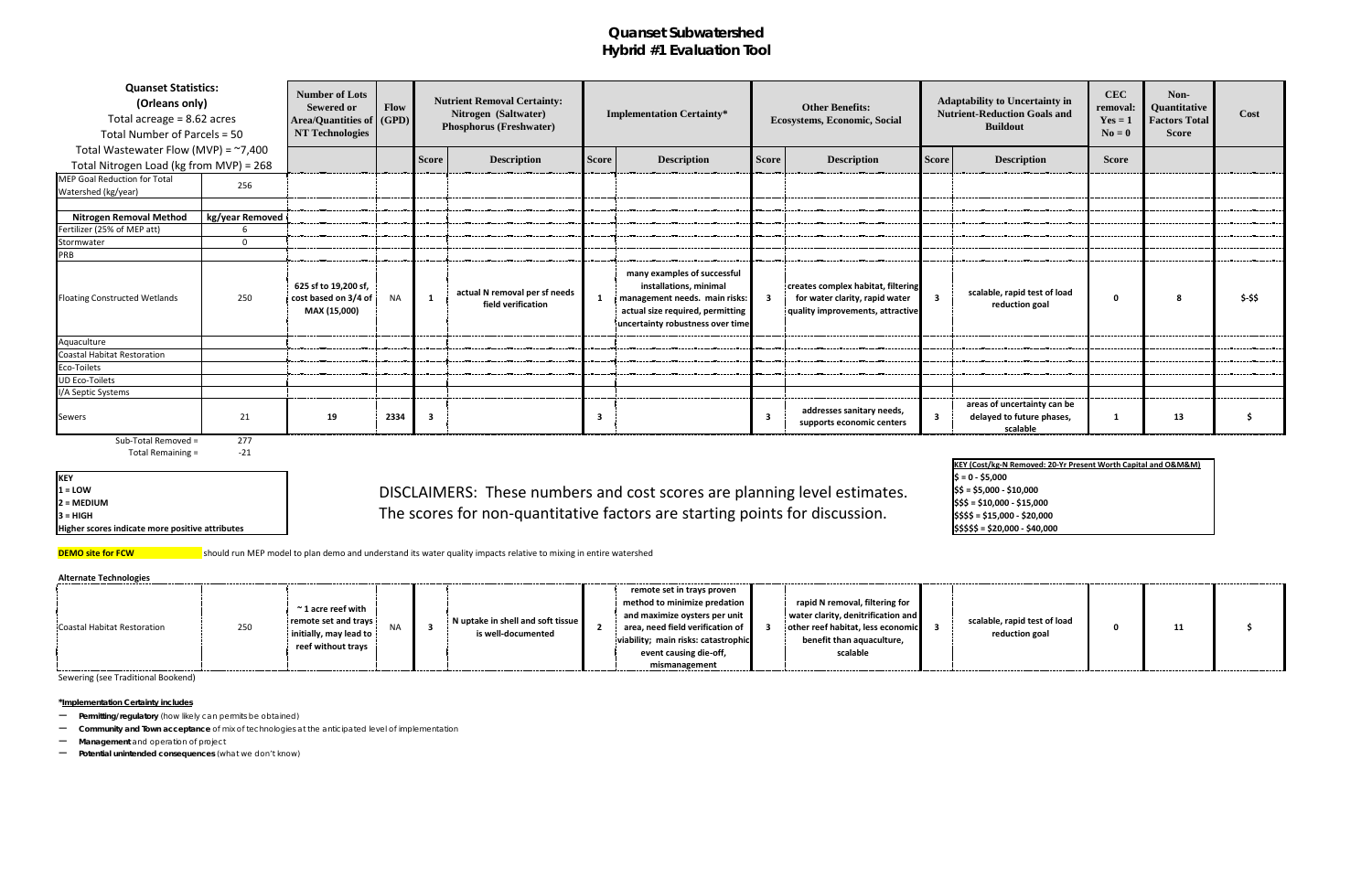# Quanset Subwatershed
## Hybrid #1 Evaluation Tool

| Quanset Statistics: (Orleans only) Total acreage = 8.62 acres Total Number of Parcels = 50 Total Wastewater Flow (MVP) = ~7,400 Total Nitrogen Load (kg from MVP) = 268 | | Number of Lots Sewered or Area/Quantities of NT Technologies | Flow (GPD) | Nutrient Removal Certainty: Nitrogen (Saltwater) Phosphorus (Freshwater) | | Implementation Certainty* | | Other Benefits: Ecosystems, Economic, Social | | Adaptability to Uncertainty in Nutrient-Reduction Goals and Buildout | | CEC removal: Yes = 1 No = 0 | Non-Quantitative Factors Total Score | Cost |
|---|---|---|---|---|---|---|---|---|---|---|---|---|---|---|
| | | | | Score | Description | Score | Description | Score | Description | Score | Description | Score | | |
| MEP Goal Reduction for Total Watershed (kg/year) | 256 | | | | | | | | | | | | | |
| | | | | | | | | | | | | | | |
| **Nitrogen Removal Method** | **kg/year Removed** | | | | | | | | | | | | | |
| Fertilizer (25% of MEP att) | 6 | | | | | | | | | | | | | |
| Stormwater | 0 | | | | | | | | | | | | | |
| PRB | | | | | | | | | | | | | | |
| Floating Constructed Wetlands | 250 | 625 sf to 19,200 sf, cost based on 3/4 of MAX (15,000) | NA | 1 | actual N removal per sf needs field verification | 1 | many examples of successful installations, minimal management needs. main risks: actual size required, permitting uncertainty robustness over time | 3 | creates complex habitat, filtering for water clarity, rapid water quality improvements, attractive | 3 | scalable, rapid test of load reduction goal | 0 | 8 | $-$$ |
| Aquaculture | | | | | | | | | | | | | | |
| Coastal Habitat Restoration | | | | | | | | | | | | | | |
| Eco-Toilets | | | | | | | | | | | | | | |
| UD Eco-Toilets | | | | | | | | | | | | | | |
| I/A Septic Systems | | | | | | | | | | | | | | |
| Sewers | 21 | 19 | 2334 | 3 | | 3 | | 3 | addresses sanitary needs, supports economic centers | 3 | areas of uncertainty can be delayed to future phases, scalable | 1 | 13 | $ |
| Sub-Total Removed = | 277 | | | | | | | | | | | | | |
| Total Remaining = | -21 | | | | | | | | | | | | | |

**KEY**
**1 = LOW**
**2 = MEDIUM**
**3 = HIGH**
**Higher scores indicate more positive attributes**

DISCLAIMERS: These numbers and cost scores are planning level estimates. The scores for non-quantitative factors are starting points for discussion.

**KEY (Cost/kg-N Removed: 20-Yr Present Worth Capital and O&M&M)**
**$ = 0 - $5,000**
**$$ = $5,000 - $10,000**
**$$$ = $10,000 - $15,000**
**$$$$ = $15,000 - $20,000**
**$$$$$ = $20,000 - $40,000**

**DEMO site for FCW** should run MEP model to plan demo and understand its water quality impacts relative to mixing in entire watershed

**Alternate Technologies**

| Method | kg/year Removed | Number of Lots Sewered or Area/Quantities of NT Technologies | Flow (GPD) | Score | Description | Score | Description | Score | Description | Score | Description | CEC Score | Non-Quantitative Factors Total Score | Cost |
|---|---|---|---|---|---|---|---|---|---|---|---|---|---|---|
| Coastal Habitat Restoration | 250 | ~ 1 acre reef with remote set and trays initially, may lead to reef without trays | NA | 3 | N uptake in shell and soft tissue is well-documented | 2 | remote set in trays proven method to minimize predation and maximize oysters per unit area, need field verification of viability; main risks: catastrophic event causing die-off, mismanagement | 3 | rapid N removal, filtering for water clarity, denitrification and other reef habitat, less economic benefit than aquaculture, scalable | 3 | scalable, rapid test of load reduction goal | 0 | 11 | $ |

Sewering (see Traditional Bookend)

***Implementation Certainty includes**

- **Permitting/regulatory** (how likely can permits be obtained)
- **Community and Town acceptance** of mix of technologies at the anticipated level of implementation
- **Management** and operation of project
- **Potential unintended consequences** (what we don't know)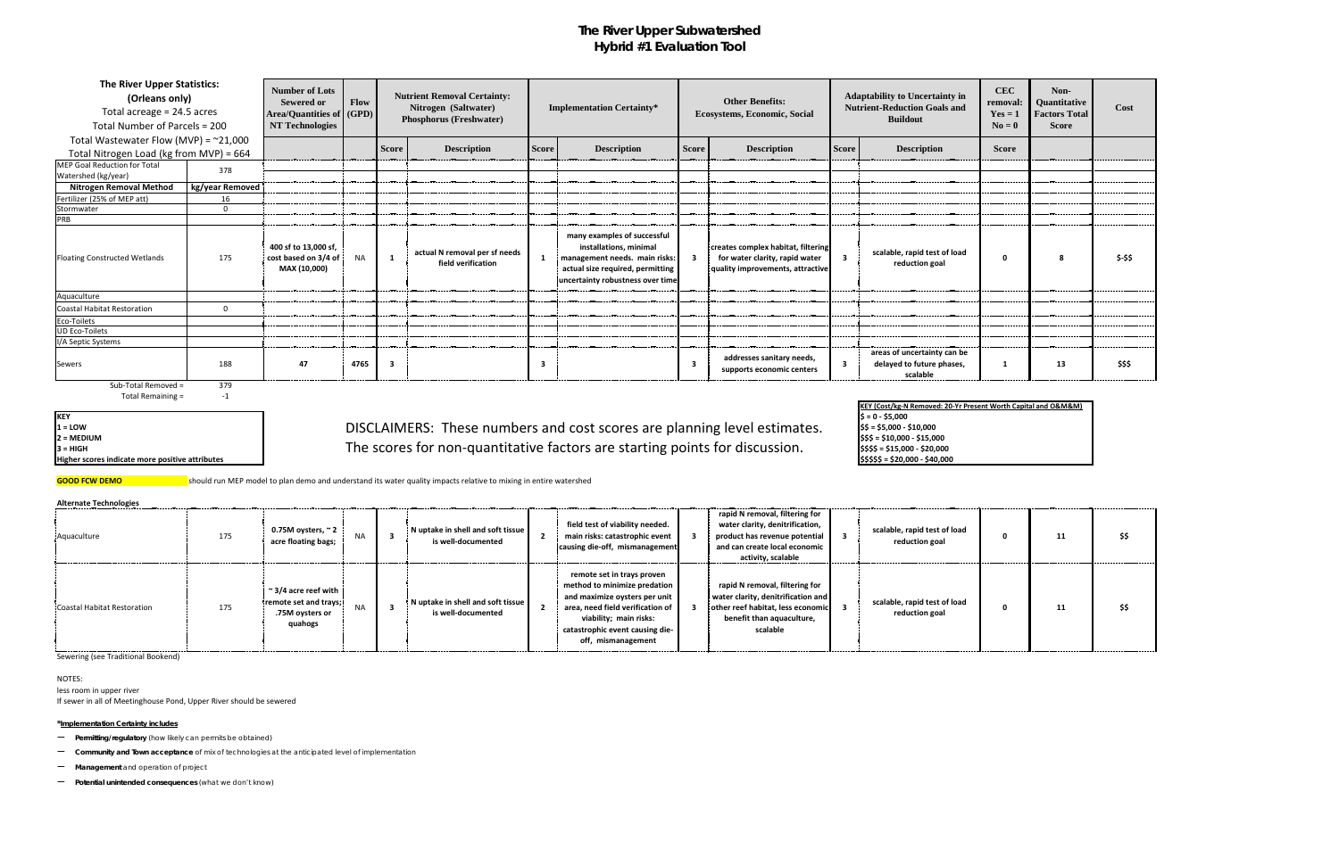# The River Upper Subwatershed
## Hybrid #1 Evaluation Tool

| The River Upper Statistics: (Orleans only) Total acreage = 24.5 acres Total Number of Parcels = 200 | | Number of Lots Sewered or Area/Quantities of NT Technologies | Flow (GPD) | Nutrient Removal Certainty: Nitrogen (Saltwater) Phosphorus (Freshwater) | | Implementation Certainty* | | Other Benefits: Ecosystems, Economic, Social | | Adaptability to Uncertainty in Nutrient-Reduction Goals and Buildout | | CEC removal: Yes = 1 No = 0 | Non-Quantitative Factors Total Score | Cost |
|---|---|---|---|---|---|---|---|---|---|---|---|---|---|---|
| Total Wastewater Flow (MVP) = ~21,000 Total Nitrogen Load (kg from MVP) = 664 | | | | Score | Description | Score | Description | Score | Description | Score | Description | Score | | |
| MEP Goal Reduction for Total Watershed (kg/year) | 378 | | | | | | | | | | | | | |
| **Nitrogen Removal Method** | **kg/year Removed** | | | | | | | | | | | | | |
| Fertilizer (25% of MEP att) | 16 | | | | | | | | | | | | | |
| Stormwater | 0 | | | | | | | | | | | | | |
| PRB | | | | | | | | | | | | | | |
| Floating Constructed Wetlands | 175 | 400 sf to 13,000 sf, cost based on 3/4 of MAX (10,000) | NA | 1 | actual N removal per sf needs field verification | 1 | many examples of successful installations, minimal management needs. main risks: actual size required, permitting uncertainty robustness over time | 3 | creates complex habitat, filtering for water clarity, rapid water quality improvements, attractive | 3 | scalable, rapid test of load reduction goal | 0 | 8 | $-$$ |
| Aquaculture | | | | | | | | | | | | | | |
| Coastal Habitat Restoration | 0 | | | | | | | | | | | | | |
| Eco-Toilets | | | | | | | | | | | | | | |
| UD Eco-Toilets | | | | | | | | | | | | | | |
| I/A Septic Systems | | | | | | | | | | | | | | |
| Sewers | 188 | 47 | 4765 | 3 | | 3 | | 3 | addresses sanitary needs, supports economic centers | 3 | areas of uncertainty can be delayed to future phases, scalable | 1 | 13 | $$$ |
| Sub-Total Removed = | 379 | | | | | | | | | | | | | |
| Total Remaining = | -1 | | | | | | | | | | | | | |

| KEY |
|---|
| 1 = LOW |
| 2 = MEDIUM |
| 3 = HIGH |
| Higher scores indicate more positive attributes |

DISCLAIMERS: These numbers and cost scores are planning level estimates.
The scores for non-quantitative factors are starting points for discussion.

| KEY (Cost/kg-N Removed: 20-Yr Present Worth Capital and O&M&M) |
|---|
| $ = 0 - $5,000 |
| $$ = $5,000 - $10,000 |
| $$$ = $10,000 - $15,000 |
| $$$$ = $15,000 - $20,000 |
| $$$$$ = $20,000 - $40,000 |

**GOOD FCW DEMO** should run MEP model to plan demo and understand its water quality impacts relative to mixing in entire watershed

**Alternate Technologies**

| | | | | | | | | | | | | | | |
|---|---|---|---|---|---|---|---|---|---|---|---|---|---|---|
| Aquaculture | 175 | 0.75M oysters, ~ 2 acre floating bags; | NA | 3 | N uptake in shell and soft tissue is well-documented | 2 | field test of viability needed. main risks: catastrophic event causing die-off, mismanagement | 3 | rapid N removal, filtering for water clarity, denitrification, product has revenue potential and can create local economic activity, scalable | 3 | scalable, rapid test of load reduction goal | 0 | 11 | $$ |
| Coastal Habitat Restoration | 175 | ~ 3/4 acre reef with remote set and trays; .75M oysters or quahogs | NA | 3 | N uptake in shell and soft tissue is well-documented | 2 | remote set in trays proven method to minimize predation and maximize oysters per unit area, need field verification of viability; main risks: catastrophic event causing die-off, mismanagement | 3 | rapid N removal, filtering for water clarity, denitrification and other reef habitat, less economic benefit than aquaculture, scalable | 3 | scalable, rapid test of load reduction goal | 0 | 11 | $$ |

Sewering (see Traditional Bookend)

NOTES:
less room in upper river
If sewer in all of Meetinghouse Pond, Upper River should be sewered

**\*Implementation Certainty includes**

- **Permitting/regulatory** (how likely can permits be obtained)
- **Community and Town acceptance** of mix of technologies at the anticipated level of implementation
- **Management** and operation of project
- **Potential unintended consequences** (what we don't know)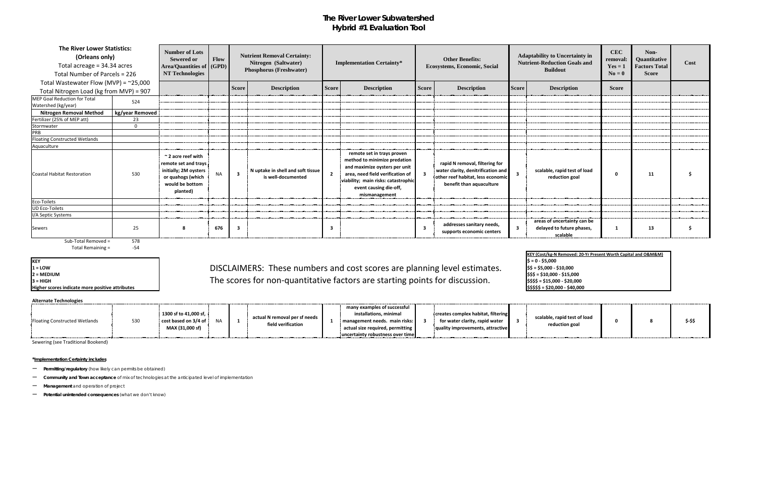# The River Lower Subwatershed
## Hybrid #1 Evaluation Tool

| The River Lower Statistics: (Orleans only) Total acreage = 34.34 acres Total Number of Parcels = 226 Total Wastewater Flow (MVP) = ~25,000 Total Nitrogen Load (kg from MVP) = 907 | | Number of Lots Sewered or Area/Quantities of NT Technologies | Flow (GPD) | Nutrient Removal Certainty: Nitrogen (Saltwater) Phosphorus (Freshwater) | | Implementation Certainty* | | Other Benefits: Ecosystems, Economic, Social | | Adaptability to Uncertainty in Nutrient-Reduction Goals and Buildout | | CEC removal: Yes = 1 No = 0 | Non-Quantitative Factors Total Score | Cost |
|---|---|---|---|---|---|---|---|---|---|---|---|---|---|---|
| | | | | Score | Description | Score | Description | Score | Description | Score | Description | Score | | |
| MEP Goal Reduction for Total Watershed (kg/year) | 524 | | | | | | | | | | | | | |
| **Nitrogen Removal Method** | **kg/year Removed** | | | | | | | | | | | | | |
| Fertilizer (25% of MEP att) | 23 | | | | | | | | | | | | | |
| Stormwater | 0 | | | | | | | | | | | | | |
| PRB | | | | | | | | | | | | | | |
| Floating Constructed Wetlands | | | | | | | | | | | | | | |
| Aquaculture | | | | | | | | | | | | | | |
| Coastal Habitat Restoration | 530 | ~ 2 acre reef with remote set and trays initially; 2M oysters or quahogs (which would be bottom planted) | NA | 3 | N uptake in shell and soft tissue is well-documented | 2 | remote set in trays proven method to minimize predation and maximize oysters per unit area, need field verification of viability; main risks: catastrophic event causing die-off, mismanagement | 3 | rapid N removal, filtering for water clarity, denitrification and other reef habitat, less economic benefit than aquaculture | 3 | scalable, rapid test of load reduction goal | 0 | 11 | $ |
| Eco-Toilets | | | | | | | | | | | | | | |
| UD Eco-Toilets | | | | | | | | | | | | | | |
| I/A Septic Systems | | | | | | | | | | | | | | |
| Sewers | 25 | 8 | 676 | 3 | | 3 | | 3 | addresses sanitary needs, supports economic centers | 3 | areas of uncertainty can be delayed to future phases, scalable | 1 | 13 | $ |
| Sub-Total Removed = | 578 | | | | | | | | | | | | | |
| Total Remaining = | -54 | | | | | | | | | | | | | |

| KEY |
|---|
| 1 = LOW |
| 2 = MEDIUM |
| 3 = HIGH |
| Higher scores indicate more positive attributes |

DISCLAIMERS: These numbers and cost scores are planning level estimates.
The scores for non-quantitative factors are starting points for discussion.

| KEY (Cost/kg-N Removed: 20-Yr Present Worth Capital and O&M&M) |
|---|
| $ = 0 - $5,000 |
| $$ = $5,000 - $10,000 |
| $$$ = $10,000 - $15,000 |
| $$$$ = $15,000 - $20,000 |
| $$$$$ = $20,000 - $40,000 |

**Alternate Technologies**

| Technology | kg/year Removed | Number of Lots Sewered or Area/Quantities of NT Technologies | Flow (GPD) | Nutrient Removal Score | Description | Implementation Score | Description | Other Benefits Score | Description | Adaptability Score | Description | CEC removal | Non-Quantitative Factors Total Score | Cost |
|---|---|---|---|---|---|---|---|---|---|---|---|---|---|---|
| Floating Constructed Wetlands | 530 | 1300 sf to 41,000 sf, cost based on 3/4 of MAX (31,000 sf) | NA | 1 | actual N removal per sf needs field verification | 1 | many examples of successful installations, minimal management needs. main risks: actual size required, permitting uncertainty robustness over time | 3 | creates complex habitat, filtering for water clarity, rapid water quality improvements, attractive | 3 | scalable, rapid test of load reduction goal | 0 | 8 | $-$$ |

Sewering (see Traditional Bookend)

***Implementation Certainty includes**

- **Permitting/regulatory** (how likely can permits be obtained)
- **Community and Town acceptance** of mix of technologies at the anticipated level of implementation
- **Management** and operation of project
- **Potential unintended consequences** (what we don't know)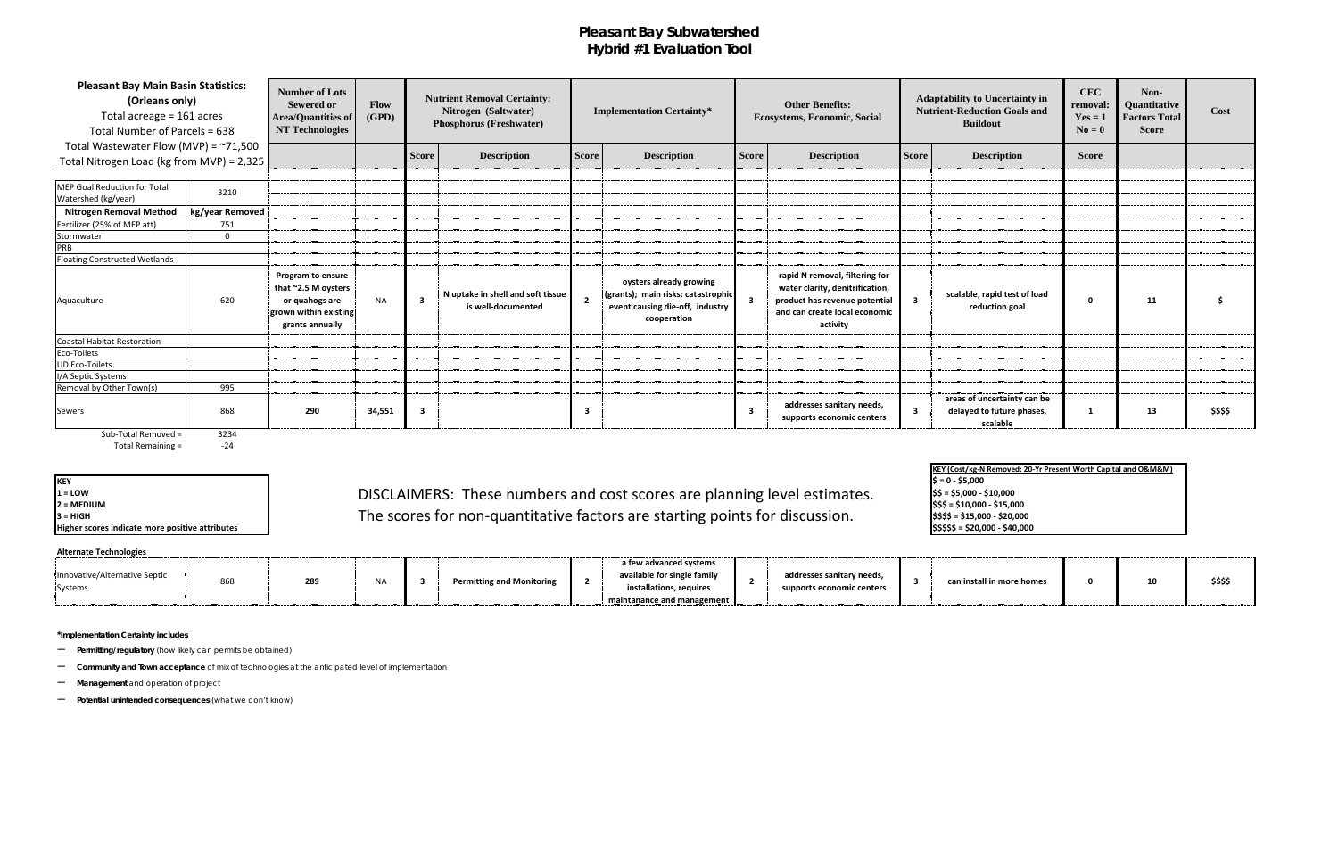# Pleasant Bay Subwatershed
## Hybrid #1 Evaluation Tool

| Pleasant Bay Main Basin Statistics: (Orleans only) Total acreage = 161 acres Total Number of Parcels = 638 Total Wastewater Flow (MVP) = ~71,500 Total Nitrogen Load (kg from MVP) = 2,325 | | Number of Lots Sewered or Area/Quantities of NT Technologies | Flow (GPD) | Nutrient Removal Certainty: Nitrogen (Saltwater) Phosphorus (Freshwater) | | Implementation Certainty* | | Other Benefits: Ecosystems, Economic, Social | | Adaptability to Uncertainty in Nutrient-Reduction Goals and Buildout | | CEC removal: Yes = 1 No = 0 | Non-Quantitative Factors Total Score | Cost |
|---|---|---|---|---|---|---|---|---|---|---|---|---|---|---|
| | | | | Score | Description | Score | Description | Score | Description | Score | Description | Score | | |
| MEP Goal Reduction for Total Watershed (kg/year) | 3210 | | | | | | | | | | | | | |
| **Nitrogen Removal Method** | **kg/year Removed** | | | | | | | | | | | | | |
| Fertilizer (25% of MEP att) | 751 | | | | | | | | | | | | | |
| Stormwater | 0 | | | | | | | | | | | | | |
| PRB | | | | | | | | | | | | | | |
| Floating Constructed Wetlands | | | | | | | | | | | | | | |
| Aquaculture | 620 | Program to ensure that ~2.5 M oysters or quahogs are grown within existing grants annually | NA | 3 | N uptake in shell and soft tissue is well-documented | 2 | oysters already growing (grants); main risks: catastrophic event causing die-off, industry cooperation | 3 | rapid N removal, filtering for water clarity, denitrification, product has revenue potential and can create local economic activity | 3 | scalable, rapid test of load reduction goal | 0 | 11 | $ |
| Coastal Habitat Restoration | | | | | | | | | | | | | | |
| Eco-Toilets | | | | | | | | | | | | | | |
| UD Eco-Toilets | | | | | | | | | | | | | | |
| I/A Septic Systems | | | | | | | | | | | | | | |
| Removal by Other Town(s) | 995 | | | | | | | | | | | | | |
| Sewers | 868 | 290 | 34,551 | 3 | | 3 | | 3 | addresses sanitary needs, supports economic centers | 3 | areas of uncertainty can be delayed to future phases, scalable | 1 | 13 | $$$$ |
| Sub-Total Removed = | 3234 | | | | | | | | | | | | | |
| Total Remaining = | -24 | | | | | | | | | | | | | |

**KEY**
**1 = LOW**
**2 = MEDIUM**
**3 = HIGH**
**Higher scores indicate more positive attributes**

DISCLAIMERS: These numbers and cost scores are planning level estimates.
The scores for non-quantitative factors are starting points for discussion.

**KEY (Cost/kg-N Removed: 20-Yr Present Worth Capital and O&M&M)**
**$ = 0 - $5,000**
**$$ = $5,000 - $10,000**
**$$$ = $10,000 - $15,000**
**$$$$ = $15,000 - $20,000**
**$$$$$ = $20,000 - $40,000**

**Alternate Technologies**

| Technology | kg/year Removed | Number of Lots | Flow (GPD) | Score | Description | Score | Description | Score | Description | Score | Description | Score | Total Score | Cost |
|---|---|---|---|---|---|---|---|---|---|---|---|---|---|---|
| Innovative/Alternative Septic Systems | 868 | 289 | NA | 3 | Permitting and Monitoring | 2 | a few advanced systems available for single family installations, requires maintanance and management | 2 | addresses sanitary needs, supports economic centers | 3 | can install in more homes | 0 | 10 | $$$$ |

***Implementation Certainty includes**

- **Permitting/regulatory** (how likely can permits be obtained)
- **Community and Town acceptance** of mix of technologies at the anticipated level of implementation
- **Management** and operation of project
- **Potential unintended consequences** (what we don't know)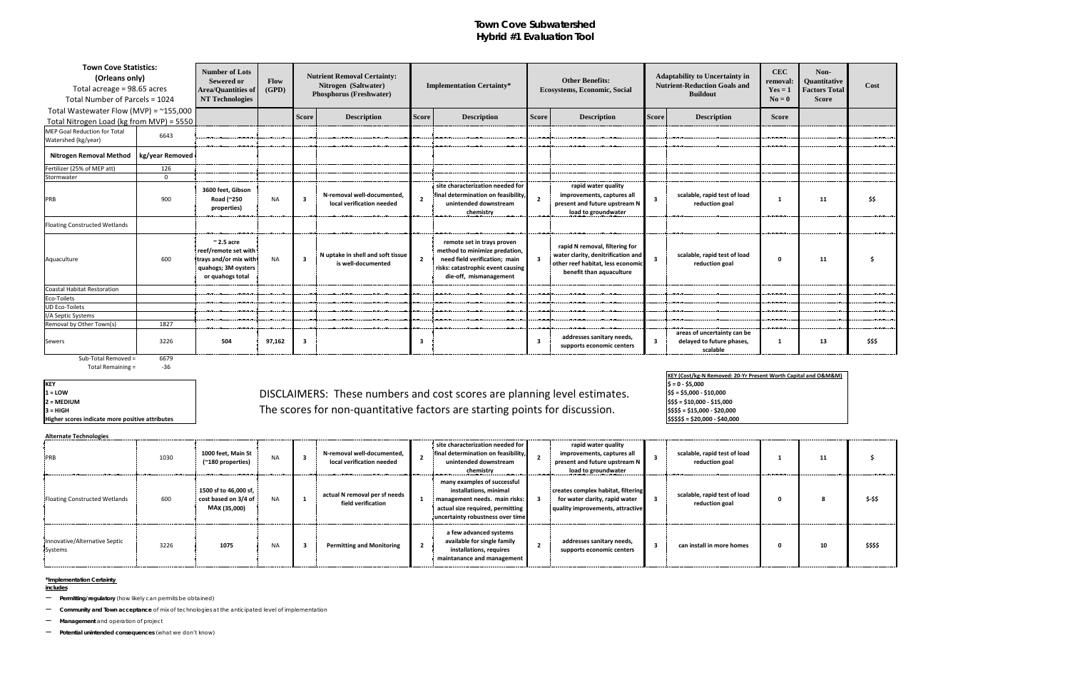# Town Cove Subwatershed
## Hybrid #1 Evaluation Tool

| Town Cove Statistics: (Orleans only) Total acreage = 98.65 acres Total Number of Parcels = 1024 | | Number of Lots Sewered or Area/Quantities of NT Technologies | Flow (GPD) | Nutrient Removal Certainty: Nitrogen (Saltwater) Phosphorus (Freshwater) | | Implementation Certainty* | | Other Benefits: Ecosystems, Economic, Social | | Adaptability to Uncertainty in Nutrient-Reduction Goals and Buildout | | CEC removal: Yes = 1 No = 0 | Non-Quantitative Factors Total Score | Cost |
|---|---|---|---|---|---|---|---|---|---|---|---|---|---|---|
| Total Wastewater Flow (MVP) = ~155,000 Total Nitrogen Load (kg from MVP) = 5550 | | | | Score | Description | Score | Description | Score | Description | Score | Description | Score | | |
| MEP Goal Reduction for Total Watershed (kg/year) | 6643 | | | | | | | | | | | | | |
| **Nitrogen Removal Method** | **kg/year Removed** | | | | | | | | | | | | | |
| Fertilizer (25% of MEP att) | 126 | | | | | | | | | | | | | |
| Stormwater | 0 | | | | | | | | | | | | | |
| PRB | 900 | 3600 feet, Gibson Road (~250 properties) | NA | 3 | N-removal well-documented, local verification needed | 2 | site characterization needed for final determination on feasibility, unintended downstream chemistry | 2 | rapid water quality improvements, captures all present and future upstream N load to groundwater | 3 | scalable, rapid test of load reduction goal | 1 | 11 | $$ |
| Floating Constructed Wetlands | | | | | | | | | | | | | | |
| Aquaculture | 600 | ~2.5 acre reef/remote set with trays and/or mix with quahogs; 3M oysters or quahogs total | NA | 3 | N uptake in shell and soft tissue is well-documented | 2 | remote set in trays proven method to minimize predation, need field verification; main risks: catastrophic event causing die-off, mismanagement | 3 | rapid N removal, filtering for water clarity, denitrification and other reef habitat, less economic benefit than aquaculture | 3 | scalable, rapid test of load reduction goal | 0 | 11 | $ |
| Coastal Habitat Restoration | | | | | | | | | | | | | | |
| Eco-Toilets | | | | | | | | | | | | | | |
| UD Eco-Toilets | | | | | | | | | | | | | | |
| I/A Septic Systems | | | | | | | | | | | | | | |
| Removal by Other Town(s) | 1827 | | | | | | | | | | | | | |
| Sewers | 3226 | 504 | 97,162 | 3 | | 3 | | 3 | addresses sanitary needs, supports economic centers | 3 | areas of uncertainty can be delayed to future phases, scalable | 1 | 13 | $$$ |
| Sub-Total Removed = | 6679 | | | | | | | | | | | | | |
| Total Remaining = | -36 | | | | | | | | | | | | | |

**KEY**
**1 = LOW**
**2 = MEDIUM**
**3 = HIGH**
**Higher scores indicate more positive attributes**

DISCLAIMERS: These numbers and cost scores are planning level estimates. The scores for non-quantitative factors are starting points for discussion.

**KEY (Cost/kg-N Removed: 20-Yr Present Worth Capital and O&M&M)**
**$ = 0 - $5,000**
**$$ = $5,000 - $10,000**
**$$$ = $10,000 - $15,000**
**$$$$ = $15,000 - $20,000**
**$$$$$ = $20,000 - $40,000**

**Alternate Technologies**

| Method | kg/year Removed | Number of Lots Sewered or Area/Quantities of NT Technologies | Flow (GPD) | Score | Description | Score | Description | Score | Description | Score | Description | CEC removal | Non-Quantitative Factors Total Score | Cost |
|---|---|---|---|---|---|---|---|---|---|---|---|---|---|---|
| PRB | 1030 | 1000 feet, Main St (~180 properties) | NA | 3 | N-removal well-documented, local verification needed | 2 | site characterization needed for final determination on feasibility, unintended downstream chemistry | 2 | rapid water quality improvements, captures all present and future upstream N load to groundwater | 3 | scalable, rapid test of load reduction goal | 1 | 11 | $ |
| Floating Constructed Wetlands | 600 | 1500 sf to 46,000 sf, cost based on 3/4 of MAX (35,000) | NA | 1 | actual N removal per sf needs field verification | 1 | many examples of successful installations, minimal management needs. main risks: actual size required, permitting uncertainty robustness over time | 3 | creates complex habitat, filtering for water clarity, rapid water quality improvements, attractive | 3 | scalable, rapid test of load reduction goal | 0 | 8 | $-$$ |
| Innovative/Alternative Septic Systems | 3226 | 1075 | NA | 3 | Permitting and Monitoring | 2 | a few advanced systems available for single family installations, requires maintanance and management | 2 | addresses sanitary needs, supports economic centers | 3 | can install in more homes | 0 | 10 | $$$$ |

***Implementation Certainty includes**

- **Permitting/regulatory** (how likely can permits be obtained)
- **Community and Town acceptance** of mix of technologies at the anticipated level of implementation
- **Management** and operation of project
- **Potential unintended consequences** (what we don't know)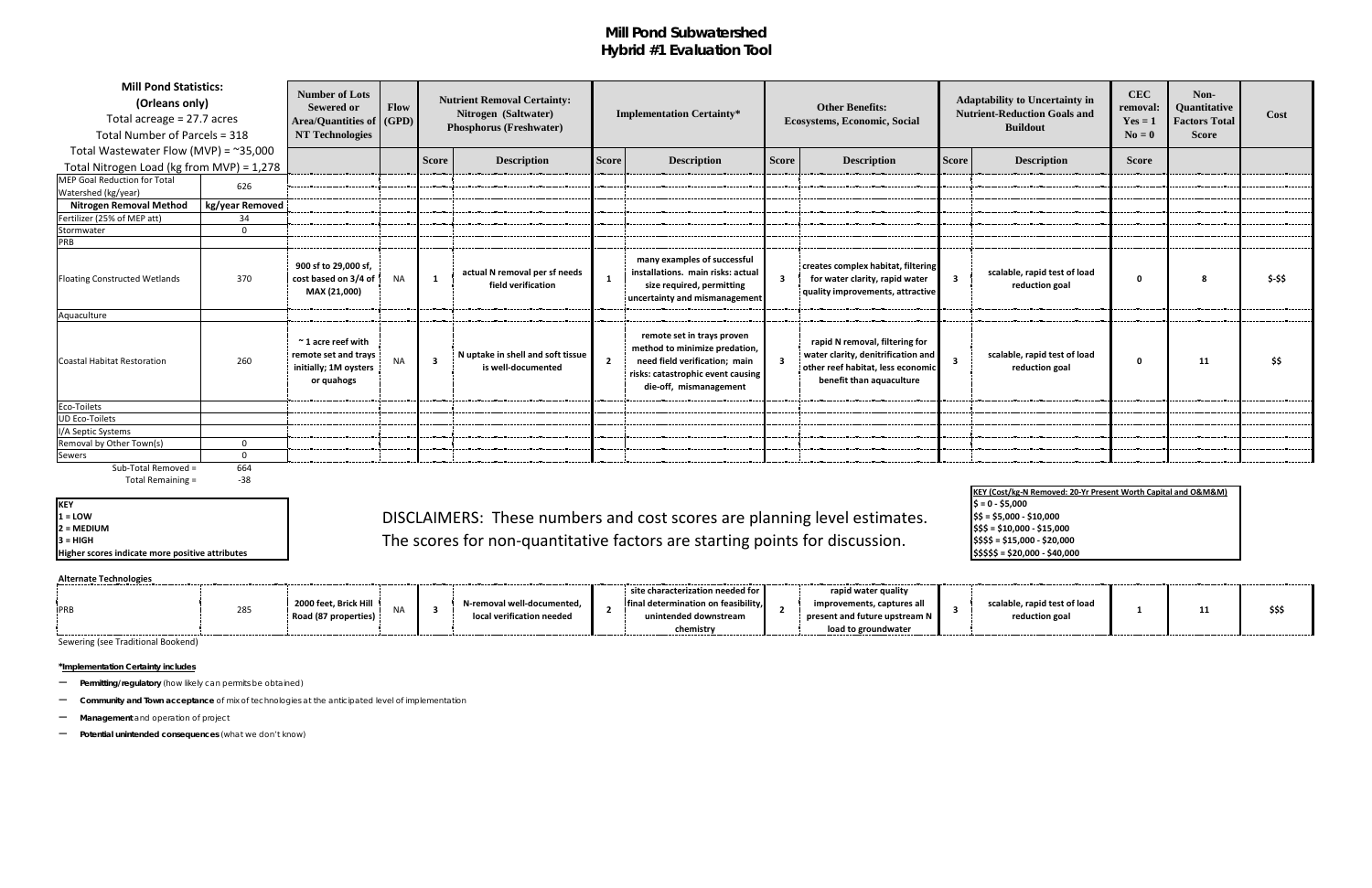# Mill Pond Subwatershed
## Hybrid #1 Evaluation Tool

| Mill Pond Statistics: (Orleans only) Total acreage = 27.7 acres Total Number of Parcels = 318 Total Wastewater Flow (MVP) = ~35,000 Total Nitrogen Load (kg from MVP) = 1,278 | | Number of Lots Sewered or Area/Quantities of NT Technologies | Flow (GPD) | Nutrient Removal Certainty: Nitrogen (Saltwater) Phosphorus (Freshwater) | | Implementation Certainty* | | Other Benefits: Ecosystems, Economic, Social | | Adaptability to Uncertainty in Nutrient-Reduction Goals and Buildout | | CEC removal: Yes = 1 No = 0 | Non-Quantitative Factors Total Score | Cost |
|---|---|---|---|---|---|---|---|---|---|---|---|---|---|---|
| | | | | Score | Description | Score | Description | Score | Description | Score | Description | Score | | |
| MEP Goal Reduction for Total Watershed (kg/year) | 626 | | | | | | | | | | | | | |
| **Nitrogen Removal Method** | **kg/year Removed** | | | | | | | | | | | | | |
| Fertilizer (25% of MEP att) | 34 | | | | | | | | | | | | | |
| Stormwater | 0 | | | | | | | | | | | | | |
| PRB | | | | | | | | | | | | | | |
| Floating Constructed Wetlands | 370 | 900 sf to 29,000 sf, cost based on 3/4 of MAX (21,000) | NA | 1 | actual N removal per sf needs field verification | 1 | many examples of successful installations. main risks: actual size required, permitting uncertainty and mismanagement | 3 | creates complex habitat, filtering for water clarity, rapid water quality improvements, attractive | 3 | scalable, rapid test of load reduction goal | 0 | 8 | $-$$ |
| Aquaculture | | | | | | | | | | | | | | |
| Coastal Habitat Restoration | 260 | ~ 1 acre reef with remote set and trays initially; 1M oysters or quahogs | NA | 3 | N uptake in shell and soft tissue is well-documented | 2 | remote set in trays proven method to minimize predation, need field verification; main risks: catastrophic event causing die-off, mismanagement | 3 | rapid N removal, filtering for water clarity, denitrification and other reef habitat, less economic benefit than aquaculture | 3 | scalable, rapid test of load reduction goal | 0 | 11 | $$ |
| Eco-Toilets | | | | | | | | | | | | | | |
| UD Eco-Toilets | | | | | | | | | | | | | | |
| I/A Septic Systems | | | | | | | | | | | | | | |
| Removal by Other Town(s) | 0 | | | | | | | | | | | | | |
| Sewers | 0 | | | | | | | | | | | | | |
| Sub-Total Removed = | 664 | | | | | | | | | | | | | |
| Total Remaining = | -38 | | | | | | | | | | | | | |

| KEY |
|---|
| 1 = LOW |
| 2 = MEDIUM |
| 3 = HIGH |
| Higher scores indicate more positive attributes |

DISCLAIMERS: These numbers and cost scores are planning level estimates. The scores for non-quantitative factors are starting points for discussion.

| KEY (Cost/kg-N Removed: 20-Yr Present Worth Capital and O&M&M) |
|---|
| $ = 0 - $5,000 |
| $$ = $5,000 - $10,000 |
| $$$ = $10,000 - $15,000 |
| $$$$ = $15,000 - $20,000 |
| $$$$$ = $20,000 - $40,000 |

**Alternate Technologies**

| | | | | | | | | | | | | | | |
|---|---|---|---|---|---|---|---|---|---|---|---|---|---|---|
| PRB | 285 | 2000 feet, Brick Hill Road (87 properties) | NA | 3 | N-removal well-documented, local verification needed | 2 | site characterization needed for final determination on feasibility, unintended downstream chemistry | 2 | rapid water quality improvements, captures all present and future upstream N load to groundwater | 3 | scalable, rapid test of load reduction goal | 1 | 11 | $$$ |

Sewering (see Traditional Bookend)

**\*Implementation Certainty includes**

- **Permitting/regulatory** (how likely can permits be obtained)
- **Community and Town acceptance** of mix of technologies at the anticipated level of implementation
- **Management** and operation of project
- **Potential unintended consequences** (what we don't know)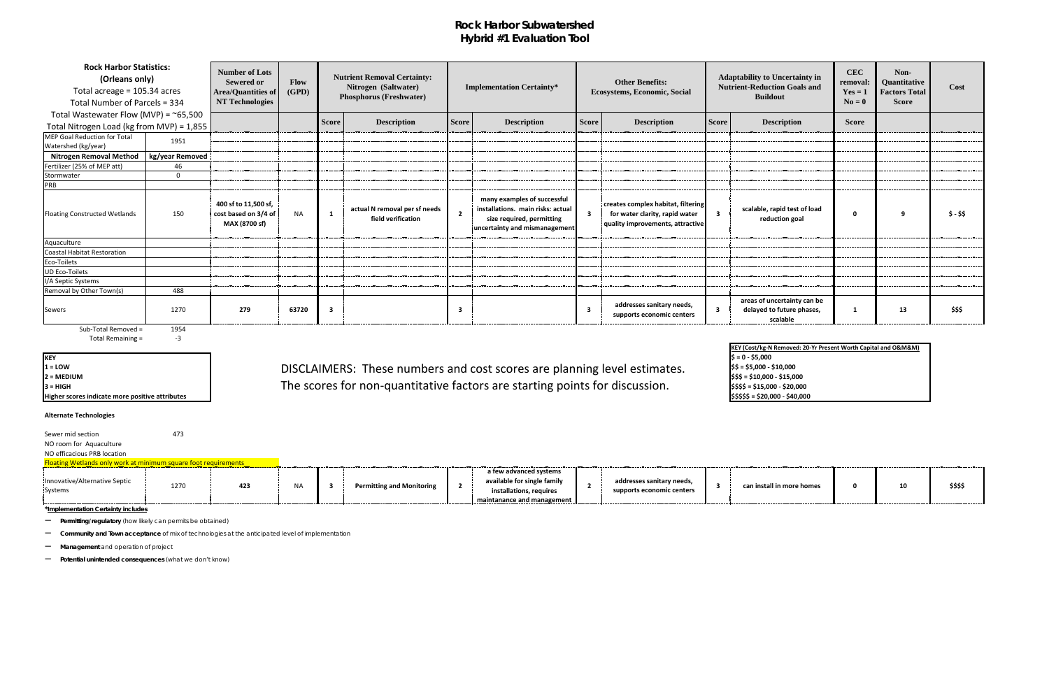# Rock Harbor Subwatershed
## Hybrid #1 Evaluation Tool

| Rock Harbor Statistics: (Orleans only) Total acreage = 105.34 acres Total Number of Parcels = 334 Total Wastewater Flow (MVP) = ~65,500 Total Nitrogen Load (kg from MVP) = 1,855 | | Number of Lots Sewered or Area/Quantities of NT Technologies | Flow (GPD) | Nutrient Removal Certainty: Nitrogen (Saltwater) Phosphorus (Freshwater) | | Implementation Certainty* | | Other Benefits: Ecosystems, Economic, Social | | Adaptability to Uncertainty in Nutrient-Reduction Goals and Buildout | | CEC removal: Yes = 1 No = 0 | Non-Quantitative Factors Total Score | Cost |
|---|---|---|---|---|---|---|---|---|---|---|---|---|---|---|
| | | | | Score | Description | Score | Description | Score | Description | Score | Description | Score | | |
| MEP Goal Reduction for Total Watershed (kg/year) | 1951 | | | | | | | | | | | | | |
| **Nitrogen Removal Method** | **kg/year Removed** | | | | | | | | | | | | | |
| Fertilizer (25% of MEP att) | 46 | | | | | | | | | | | | | |
| Stormwater | 0 | | | | | | | | | | | | | |
| PRB | | | | | | | | | | | | | | |
| Floating Constructed Wetlands | 150 | 400 sf to 11,500 sf, cost based on 3/4 of MAX (8700 sf) | NA | 1 | actual N removal per sf needs field verification | 2 | many examples of successful installations. main risks: actual size required, permitting uncertainty and mismanagement | 3 | creates complex habitat, filtering for water clarity, rapid water quality improvements, attractive | 3 | scalable, rapid test of load reduction goal | 0 | 9 | $ - $$ |
| Aquaculture | | | | | | | | | | | | | | |
| Coastal Habitat Restoration | | | | | | | | | | | | | | |
| Eco-Toilets | | | | | | | | | | | | | | |
| UD Eco-Toilets | | | | | | | | | | | | | | |
| I/A Septic Systems | | | | | | | | | | | | | | |
| Removal by Other Town(s) | 488 | | | | | | | | | | | | | |
| Sewers | 1270 | 279 | 63720 | 3 | | 3 | | 3 | addresses sanitary needs, supports economic centers | 3 | areas of uncertainty can be delayed to future phases, scalable | 1 | 13 | $$$ |
| Sub-Total Removed = | 1954 | | | | | | | | | | | | | |
| Total Remaining = | -3 | | | | | | | | | | | | | |

**KEY**
**1 = LOW**
**2 = MEDIUM**
**3 = HIGH**
**Higher scores indicate more positive attributes**

DISCLAIMERS: These numbers and cost scores are planning level estimates. The scores for non-quantitative factors are starting points for discussion.

**KEY (Cost/kg-N Removed: 20-Yr Present Worth Capital and O&M&M)**
**$ = 0 - $5,000**
**$$ = $5,000 - $10,000**
**$$$ = $10,000 - $15,000**
**$$$$ = $15,000 - $20,000**
**$$$$$ = $20,000 - $40,000**

**Alternate Technologies**

Sewer mid section 473
NO room for Aquaculture
NO efficacious PRB location
Floating Wetlands only work at minimum square foot requirements

| Technology | kg/year Removed | Number of Lots Sewered or Area/Quantities of NT Technologies | Flow (GPD) | Score | Description | Score | Description | Score | Description | Score | Description | Score | Non-Quantitative Factors Total Score | Cost |
|---|---|---|---|---|---|---|---|---|---|---|---|---|---|---|
| Innovative/Alternative Septic Systems | 1270 | 423 | NA | 3 | Permitting and Monitoring | 2 | a few advanced systems available for single family installations, requires maintanance and management | 2 | addresses sanitary needs, supports economic centers | 3 | can install in more homes | 0 | 10 | $$$$ |

**\*Implementation Certainty includes**

- **Permitting/regulatory** (how likely can permits be obtained)
- **Community and Town acceptance** of mix of technologies at the anticipated level of implementation
- **Management** and operation of project
- **Potential unintended consequences** (what we don't know)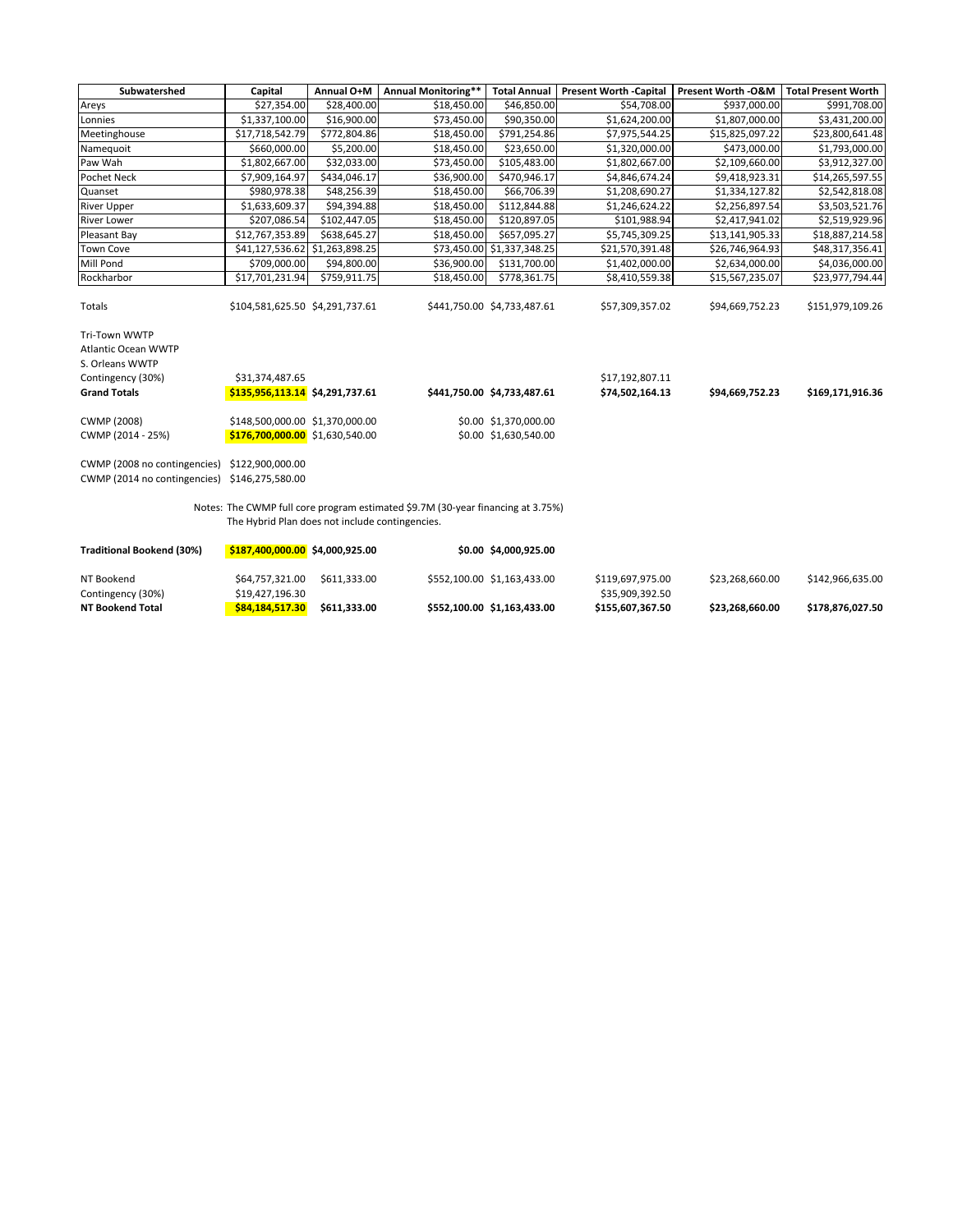| Subwatershed | Capital | Annual O+M | Annual Monitoring** | Total Annual | Present Worth -Capital | Present Worth -O&M | Total Present Worth |
|---|---|---|---|---|---|---|---|
| Areys | $27,354.00 | $28,400.00 | $18,450.00 | $46,850.00 | $54,708.00 | $937,000.00 | $991,708.00 |
| Lonnies | $1,337,100.00 | $16,900.00 | $73,450.00 | $90,350.00 | $1,624,200.00 | $1,807,000.00 | $3,431,200.00 |
| Meetinghouse | $17,718,542.79 | $772,804.86 | $18,450.00 | $791,254.86 | $7,975,544.25 | $15,825,097.22 | $23,800,641.48 |
| Namequoit | $660,000.00 | $5,200.00 | $18,450.00 | $23,650.00 | $1,320,000.00 | $473,000.00 | $1,793,000.00 |
| Paw Wah | $1,802,667.00 | $32,033.00 | $73,450.00 | $105,483.00 | $1,802,667.00 | $2,109,660.00 | $3,912,327.00 |
| Pochet Neck | $7,909,164.97 | $434,046.17 | $36,900.00 | $470,946.17 | $4,846,674.24 | $9,418,923.31 | $14,265,597.55 |
| Quanset | $980,978.38 | $48,256.39 | $18,450.00 | $66,706.39 | $1,208,690.27 | $1,334,127.82 | $2,542,818.08 |
| River Upper | $1,633,609.37 | $94,394.88 | $18,450.00 | $112,844.88 | $1,246,624.22 | $2,256,897.54 | $3,503,521.76 |
| River Lower | $207,086.54 | $102,447.05 | $18,450.00 | $120,897.05 | $101,988.94 | $2,417,941.02 | $2,519,929.96 |
| Pleasant Bay | $12,767,353.89 | $638,645.27 | $18,450.00 | $657,095.27 | $5,745,309.25 | $13,141,905.33 | $18,887,214.58 |
| Town Cove | $41,127,536.62 | $1,263,898.25 | $73,450.00 | $1,337,348.25 | $21,570,391.48 | $26,746,964.93 | $48,317,356.41 |
| Mill Pond | $709,000.00 | $94,800.00 | $36,900.00 | $131,700.00 | $1,402,000.00 | $2,634,000.00 | $4,036,000.00 |
| Rockharbor | $17,701,231.94 | $759,911.75 | $18,450.00 | $778,361.75 | $8,410,559.38 | $15,567,235.07 | $23,977,794.44 |
| | | | | | | | |
| Totals | $104,581,625.50 | $4,291,737.61 | $441,750.00 | $4,733,487.61 | $57,309,357.02 | $94,669,752.23 | $151,979,109.26 |
| | | | | | | | |
| Tri-Town WWTP | | | | | | | |
| Atlantic Ocean WWTP | | | | | | | |
| S. Orleans WWTP | | | | | | | |
| Contingency (30%) | $31,374,487.65 | | | | $17,192,807.11 | | |
| **Grand Totals** | **$135,956,113.14** | **$4,291,737.61** | **$441,750.00** | **$4,733,487.61** | **$74,502,164.13** | **$94,669,752.23** | **$169,171,916.36** |
| | | | | | | | |
| CWMP (2008) | $148,500,000.00 | $1,370,000.00 | $0.00 | $1,370,000.00 | | | |
| CWMP (2014 - 25%) | **$176,700,000.00** | $1,630,540.00 | $0.00 | $1,630,540.00 | | | |
| | | | | | | | |
| CWMP (2008 no contingencies) | $122,900,000.00 | | | | | | |
| CWMP (2014 no contingencies) | $146,275,580.00 | | | | | | |

Notes: The CWMP full core program estimated $9.7M (30-year financing at 3.75%)
The Hybrid Plan does not include contingencies.

| | Capital | Annual O+M | Annual Monitoring** | Total Annual | Present Worth -Capital | Present Worth -O&M | Total Present Worth |
|---|---|---|---|---|---|---|---|
| **Traditional Bookend (30%)** | **$187,400,000.00** | $4,000,925.00 | $0.00 | $4,000,925.00 | | | |
| | | | | | | | |
| NT Bookend | $64,757,321.00 | $611,333.00 | $552,100.00 | $1,163,433.00 | $119,697,975.00 | $23,268,660.00 | $142,966,635.00 |
| Contingency (30%) | $19,427,196.30 | | | | $35,909,392.50 | | |
| **NT Bookend Total** | **$84,184,517.30** | **$611,333.00** | **$552,100.00** | **$1,163,433.00** | **$155,607,367.50** | **$23,268,660.00** | **$178,876,027.50** |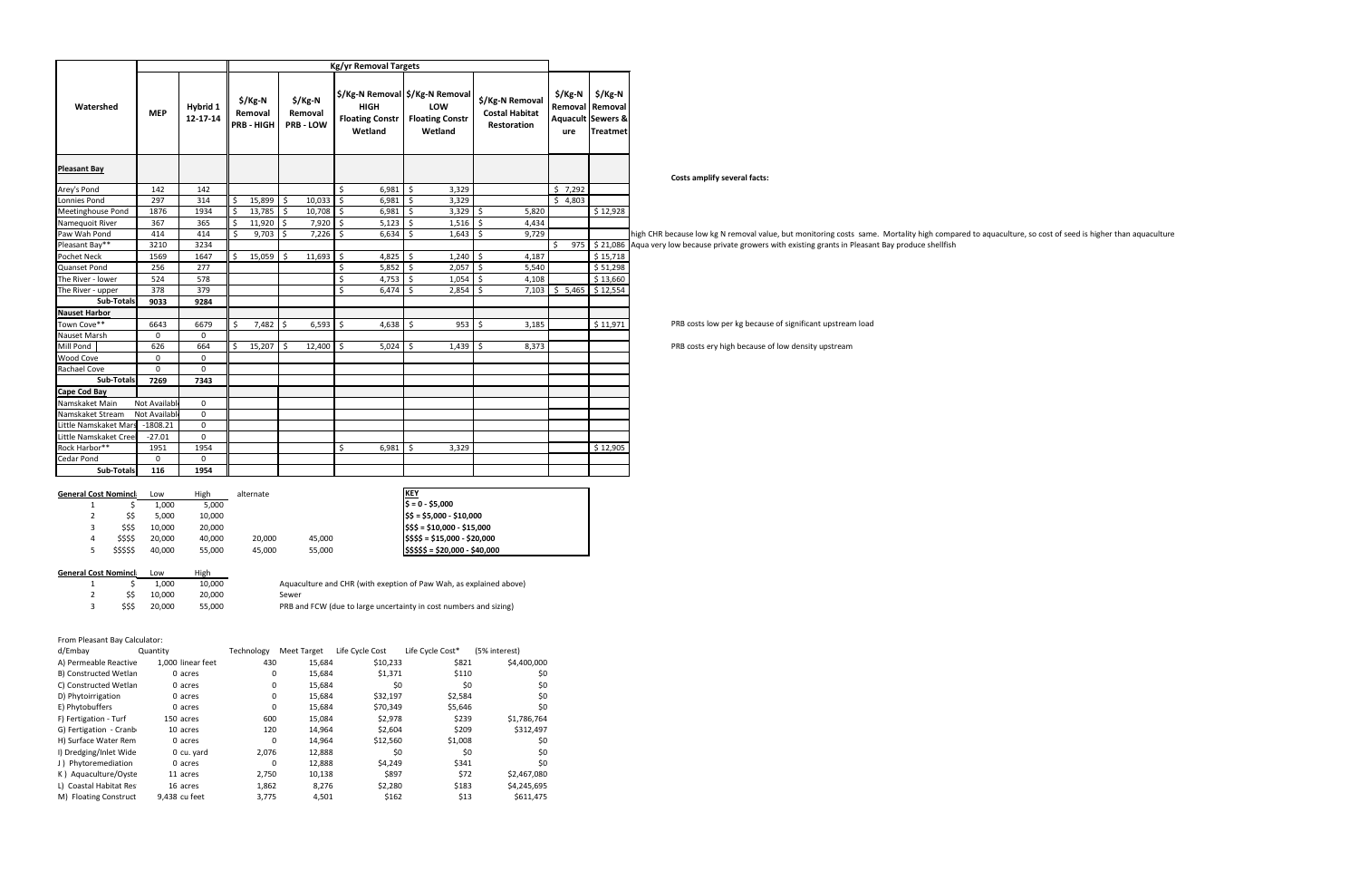| Watershed | MEP | Hybrid 1 12-17-14 | $/Kg-N Removal PRB - HIGH | $/Kg-N Removal PRB - LOW | $/Kg-N Removal HIGH Floating Constr Wetland | $/Kg-N Removal LOW Floating Constr Wetland | $/Kg-N Removal Costal Habitat Restoration | $/Kg-N Removal Aquaculture | $/Kg-N Removal Sewers & Treatmet |
|---|---|---|---|---|---|---|---|---|---|
| | Kg/yr Removal Targets | | | | | | | | |
| **Pleasant Bay** | | | | | | | | | |
| Arey's Pond | 142 | 142 | | | $ 6,981 | $ 3,329 | | $ 7,292 | |
| Lonnies Pond | 297 | 314 | $ 15,899 | $ 10,033 | $ 6,981 | $ 3,329 | | $ 4,803 | |
| Meetinghouse Pond | 1876 | 1934 | $ 13,785 | $ 10,708 | $ 6,981 | $ 3,329 | $ 5,820 | | $ 12,928 |
| Namequoit River | 367 | 365 | $ 11,920 | $ 7,920 | $ 5,123 | $ 1,516 | $ 4,434 | | |
| Paw Wah Pond | 414 | 414 | $ 9,703 | $ 7,226 | $ 6,634 | $ 1,643 | $ 9,729 | | |
| Pleasant Bay** | 3210 | 3234 | | | | | | $ 975 | $ 21,086 |
| Pochet Neck | 1569 | 1647 | $ 15,059 | $ 11,693 | $ 4,825 | $ 1,240 | $ 4,187 | | $ 15,718 |
| Quanset Pond | 256 | 277 | | | $ 5,852 | $ 2,057 | $ 5,540 | | $ 51,298 |
| The River - lower | 524 | 578 | | | $ 4,753 | $ 1,054 | $ 4,108 | | $ 13,660 |
| The River - upper | 378 | 379 | | | $ 6,474 | $ 2,854 | $ 7,103 | $ 5,465 | $ 12,554 |
| **Sub-Totals** | **9033** | **9284** | | | | | | | |
| **Nauset Harbor** | | | | | | | | | |
| Town Cove** | 6643 | 6679 | $ 7,482 | $ 6,593 | $ 4,638 | $ 953 | $ 3,185 | | $ 11,971 |
| Nauset Marsh | 0 | 0 | | | | | | | |
| Mill Pond | 626 | 664 | $ 15,207 | $ 12,400 | $ 5,024 | $ 1,439 | $ 8,373 | | |
| Wood Cove | 0 | 0 | | | | | | | |
| Rachael Cove | 0 | 0 | | | | | | | |
| **Sub-Totals** | **7269** | **7343** | | | | | | | |
| **Cape Cod Bay** | | | | | | | | | |
| Namskaket Main | Not Available | 0 | | | | | | | |
| Namskaket Stream | Not Available | 0 | | | | | | | |
| Little Namskaket Marsh | -1808.21 | 0 | | | | | | | |
| Little Namskaket Creek | -27.01 | 0 | | | | | | | |
| Rock Harbor** | 1951 | 1954 | | | $ 6,981 | $ 3,329 | | | $ 12,905 |
| Cedar Pond | 0 | 0 | | | | | | | |
| **Sub-Totals** | **116** | **1954** | | | | | | | |

**Costs amplify several facts:**

high CHR because low kg N removal value, but monitoring costs same. Mortality high compared to aquaculture, so cost of seed is higher than aquaculture

Aqua very low because private growers with existing grants in Pleasant Bay produce shellfish

PRB costs low per kg because of significant upstream load

PRB costs ery high because of low density upstream

| General Cost Nomincl. | | Low | High | alternate | |
|---|---|---|---|---|---|
| 1 | $ | 1,000 | 5,000 | | |
| 2 | $$ | 5,000 | 10,000 | | |
| 3 | $$$ | 10,000 | 20,000 | | |
| 4 | $$$$ | 20,000 | 40,000 | 20,000 | 45,000 |
| 5 | $$$$$ | 40,000 | 55,000 | 45,000 | 55,000 |

| KEY |
|---|
| $ = 0 - $5,000 |
| $$ = $5,000 - $10,000 |
| $$$ = $10,000 - $15,000 |
| $$$$ = $15,000 - $20,000 |
| $$$$$ = $20,000 - $40,000 |

| General Cost Nomincl. | | Low | High | |
|---|---|---|---|---|
| 1 | $ | 1,000 | 10,000 | Aquaculture and CHR (with exeption of Paw Wah, as explained above) |
| 2 | $$ | 10,000 | 20,000 | Sewer |
| 3 | $$$ | 20,000 | 55,000 | PRB and FCW (due to large uncertainty in cost numbers and sizing) |

From Pleasant Bay Calculator:

| d/Embay | Quantity | Technology | Meet Target | Life Cycle Cost | Life Cycle Cost* | (5% interest) |
|---|---|---|---|---|---|---|
| A) Permeable Reactive | 1,000 linear feet | 430 | 15,684 | $10,233 | $821 | $4,400,000 |
| B) Constructed Wetlan | 0 acres | 0 | 15,684 | $1,371 | $110 | $0 |
| C) Constructed Wetlan | 0 acres | 0 | 15,684 | $0 | $0 | $0 |
| D) Phytoirrigation | 0 acres | 0 | 15,684 | $32,197 | $2,584 | $0 |
| E) Phytobuffers | 0 acres | 0 | 15,684 | $70,349 | $5,646 | $0 |
| F) Fertigation - Turf | 150 acres | 600 | 15,084 | $2,978 | $239 | $1,786,764 |
| G) Fertigation - Cranb | 10 acres | 120 | 14,964 | $2,604 | $209 | $312,497 |
| H) Surface Water Rem | 0 acres | 0 | 14,964 | $12,560 | $1,008 | $0 |
| I) Dredging/Inlet Wide | 0 cu. yard | 2,076 | 12,888 | $0 | $0 | $0 |
| J ) Phytoremediation | 0 acres | 0 | 12,888 | $4,249 | $341 | $0 |
| K ) Aquaculture/Oyste | 11 acres | 2,750 | 10,138 | $897 | $72 | $2,467,080 |
| L) Coastal Habitat Res | 16 acres | 1,862 | 8,276 | $2,280 | $183 | $4,245,695 |
| M) Floating Construct | 9,438 cu feet | 3,775 | 4,501 | $162 | $13 | $611,475 |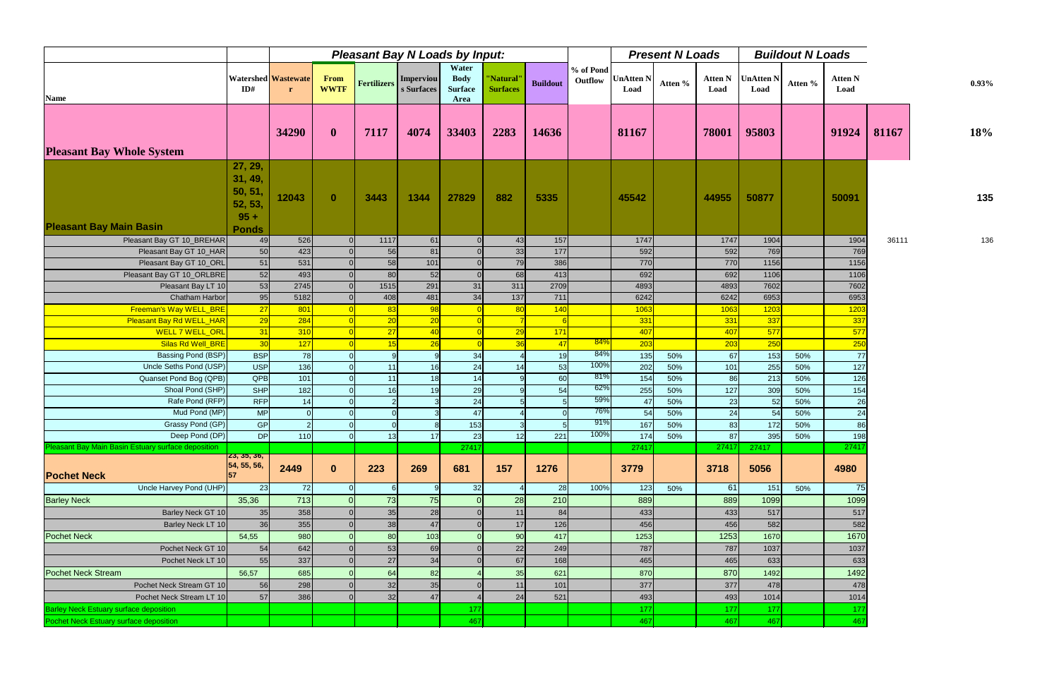| Name | Watershed ID# | Wastewater | From WWTF | Fertilizers | Impervious Surfaces | Water Body Surface Area | "Natural" Surfaces | Buildout | % of Pond Outflow | UnAtten N Load | Atten % | Atten N Load | UnAtten N Load | Atten % | Atten N Load | | |
|---|---|---|---|---|---|---|---|---|---|---|---|---|---|---|---|---|---|
| | | *Pleasant Bay N Loads by Input:* | | | | | | | | *Present N Loads* | | | *Buildout N Loads* | | | | 0.93% |
| **Pleasant Bay Whole System** | | **34290** | **0** | **7117** | **4074** | **33403** | **2283** | **14636** | | **81167** | | **78001** | **95803** | | **91924** | **81167** | **18%** |
| **Pleasant Bay Main Basin** | **27, 29, 31, 49, 50, 51, 52, 53, 95 + Ponds** | **12043** | **0** | **3443** | **1344** | **27829** | **882** | **5335** | | **45542** | | **44955** | **50877** | | **50091** | | **135** |
| Pleasant Bay GT 10_BREHAR | 49 | 526 | 0 | 1117 | 61 | 0 | 43 | 157 | | 1747 | | 1747 | 1904 | | 1904 | 36111 | 136 |
| Pleasant Bay GT 10_HAR | 50 | 423 | 0 | 56 | 81 | 0 | 33 | 177 | | 592 | | 592 | 769 | | 769 | | |
| Pleasant Bay GT 10_ORL | 51 | 531 | 0 | 58 | 101 | 0 | 79 | 386 | | 770 | | 770 | 1156 | | 1156 | | |
| Pleasant Bay GT 10_ORLBRE | 52 | 493 | 0 | 80 | 52 | 0 | 68 | 413 | | 692 | | 692 | 1106 | | 1106 | | |
| Pleasant Bay LT 10 | 53 | 2745 | 0 | 1515 | 291 | 31 | 311 | 2709 | | 4893 | | 4893 | 7602 | | 7602 | | |
| Chatham Harbor | 95 | 5182 | 0 | 408 | 481 | 34 | 137 | 711 | | 6242 | | 6242 | 6953 | | 6953 | | |
| Freeman's Way WELL_BRE | 27 | 801 | 0 | 83 | 98 | 0 | 80 | 140 | | 1063 | | 1063 | 1203 | | 1203 | | |
| Pleasant Bay Rd WELL_HAR | 29 | 284 | 0 | 20 | 20 | 0 | 7 | 6 | | 331 | | 331 | 337 | | 337 | | |
| WELL 7 WELL_ORL | 31 | 310 | 0 | 27 | 40 | 0 | 29 | 171 | | 407 | | 407 | 577 | | 577 | | |
| Silas Rd Well_BRE | 30 | 127 | 0 | 15 | 26 | 0 | 36 | 47 | 84% | 203 | | 203 | 250 | | 250 | | |
| Bassing Pond (BSP) | BSP | 78 | 0 | 9 | 9 | 34 | 4 | 19 | 84% | 135 | 50% | 67 | 153 | 50% | 77 | | |
| Uncle Seths Pond (USP) | USP | 136 | 0 | 11 | 16 | 24 | 14 | 53 | 100% | 202 | 50% | 101 | 255 | 50% | 127 | | |
| Quanset Pond Bog (QPB) | QPB | 101 | 0 | 11 | 18 | 14 | 9 | 60 | 81% | 154 | 50% | 86 | 213 | 50% | 126 | | |
| Shoal Pond (SHP) | SHP | 182 | 0 | 16 | 19 | 29 | 9 | 54 | 62% | 255 | 50% | 127 | 309 | 50% | 154 | | |
| Rafe Pond (RFP) | RFP | 14 | 0 | 2 | 3 | 24 | 5 | 5 | 59% | 47 | 50% | 23 | 52 | 50% | 26 | | |
| Mud Pond (MP) | MP | 0 | 0 | 0 | 3 | 47 | 4 | 0 | 76% | 54 | 50% | 24 | 54 | 50% | 24 | | |
| Grassy Pond (GP) | GP | 2 | 0 | 0 | 8 | 153 | 3 | 5 | 91% | 167 | 50% | 83 | 172 | 50% | 86 | | |
| Deep Pond (DP) | DP | 110 | 0 | 13 | 17 | 23 | 12 | 221 | 100% | 174 | 50% | 87 | 395 | 50% | 198 | | |
| Pleasant Bay Main Basin Estuary surface deposition | | | | | | 27417 | | | | 27417 | | 27417 | 27417 | | 27417 | | |
| **Pochet Neck** | 23, 35, 36, 54, 55, 56, 57 | **2449** | **0** | **223** | **269** | **681** | **157** | **1276** | | **3779** | | **3718** | **5056** | | **4980** | | |
| Uncle Harvey Pond (UHP) | 23 | 72 | 0 | 6 | 9 | 32 | 4 | 28 | 100% | 123 | 50% | 61 | 151 | 50% | 75 | | |
| Barley Neck | 35,36 | 713 | 0 | 73 | 75 | 0 | 28 | 210 | | 889 | | 889 | 1099 | | 1099 | | |
| Barley Neck GT 10 | 35 | 358 | 0 | 35 | 28 | 0 | 11 | 84 | | 433 | | 433 | 517 | | 517 | | |
| Barley Neck LT 10 | 36 | 355 | 0 | 38 | 47 | 0 | 17 | 126 | | 456 | | 456 | 582 | | 582 | | |
| Pochet Neck | 54,55 | 980 | 0 | 80 | 103 | 0 | 90 | 417 | | 1253 | | 1253 | 1670 | | 1670 | | |
| Pochet Neck GT 10 | 54 | 642 | 0 | 53 | 69 | 0 | 22 | 249 | | 787 | | 787 | 1037 | | 1037 | | |
| Pochet Neck LT 10 | 55 | 337 | 0 | 27 | 34 | 0 | 67 | 168 | | 465 | | 465 | 633 | | 633 | | |
| Pochet Neck Stream | 56,57 | 685 | 0 | 64 | 82 | 4 | 35 | 621 | | 870 | | 870 | 1492 | | 1492 | | |
| Pochet Neck Stream GT 10 | 56 | 298 | 0 | 32 | 35 | 0 | 11 | 101 | | 377 | | 377 | 478 | | 478 | | |
| Pochet Neck Stream LT 10 | 57 | 386 | 0 | 32 | 47 | 4 | 24 | 521 | | 493 | | 493 | 1014 | | 1014 | | |
| Barley Neck Estuary surface deposition | | | | | | 177 | | | | 177 | | 177 | 177 | | 177 | | |
| Pochet Neck Estuary surface deposition | | | | | | 467 | | | | 467 | | 467 | 467 | | 467 | | |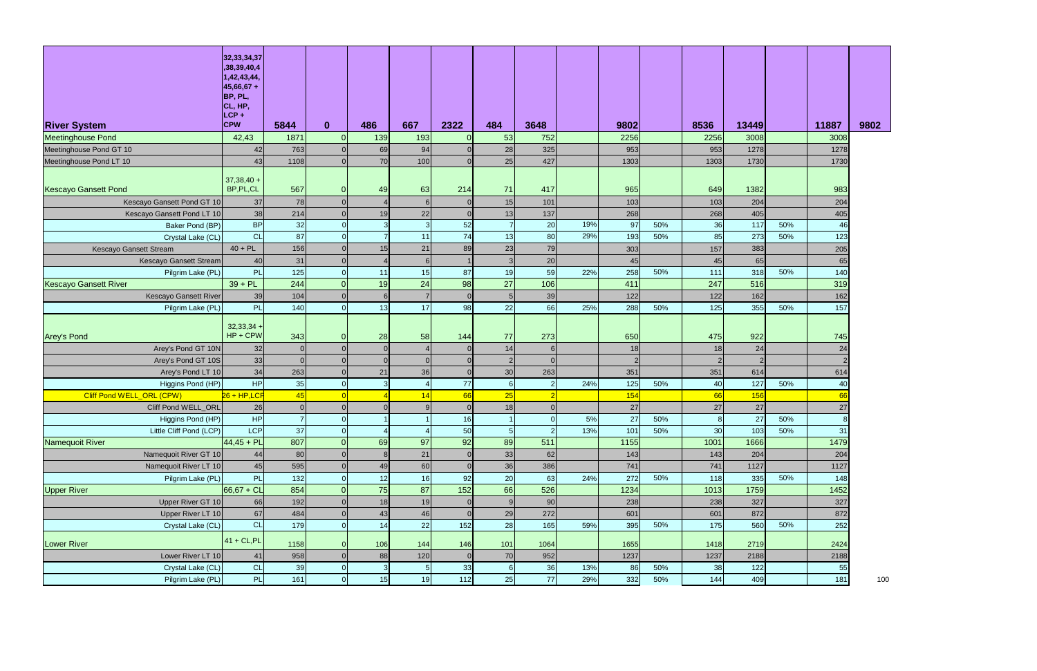| River System | 32,33,34,37,38,39,40,41,42,43,44,45,66,67 + BP, PL, CL, HP, LCP + CPW | 5844 | 0 | 486 | 667 | 2322 | 484 | 3648 | | 9802 | | 8536 | 13449 | | 11887 | 9802 |
|---|---|---|---|---|---|---|---|---|---|---|---|---|---|---|---|---|
| Meetinghouse Pond | 42,43 | 1871 | 0 | 139 | 193 | 0 | 53 | 752 | | 2256 | | 2256 | 3008 | | 3008 | |
| Meetinghouse Pond GT 10 | 42 | 763 | 0 | 69 | 94 | 0 | 28 | 325 | | 953 | | 953 | 1278 | | 1278 | |
| Meetinghouse Pond LT 10 | 43 | 1108 | 0 | 70 | 100 | 0 | 25 | 427 | | 1303 | | 1303 | 1730 | | 1730 | |
| Kescayo Gansett Pond | 37,38,40 + BP,PL,CL | 567 | 0 | 49 | 63 | 214 | 71 | 417 | | 965 | | 649 | 1382 | | 983 | |
| Kescayo Gansett Pond GT 10 | 37 | 78 | 0 | 4 | 6 | 0 | 15 | 101 | | 103 | | 103 | 204 | | 204 | |
| Kescayo Gansett Pond LT 10 | 38 | 214 | 0 | 19 | 22 | 0 | 13 | 137 | | 268 | | 268 | 405 | | 405 | |
| Baker Pond (BP) | BP | 32 | 0 | 3 | 3 | 52 | 7 | 20 | 19% | 97 | 50% | 36 | 117 | 50% | 46 | |
| Crystal Lake (CL) | CL | 87 | 0 | 7 | 11 | 74 | 13 | 80 | 29% | 193 | 50% | 85 | 273 | 50% | 123 | |
| Kescayo Gansett Stream | 40 + PL | 156 | 0 | 15 | 21 | 89 | 23 | 79 | | 303 | | 157 | 383 | | 205 | |
| Kescayo Gansett Stream | 40 | 31 | 0 | 4 | 6 | 1 | 3 | 20 | | 45 | | 45 | 65 | | 65 | |
| Pilgrim Lake (PL) | PL | 125 | 0 | 11 | 15 | 87 | 19 | 59 | 22% | 258 | 50% | 111 | 318 | 50% | 140 | |
| Kescayo Gansett River | 39 + PL | 244 | 0 | 19 | 24 | 98 | 27 | 106 | | 411 | | 247 | 516 | | 319 | |
| Kescayo Gansett River | 39 | 104 | 0 | 6 | 7 | 0 | 5 | 39 | | 122 | | 122 | 162 | | 162 | |
| Pilgrim Lake (PL) | PL | 140 | 0 | 13 | 17 | 98 | 22 | 66 | 25% | 288 | 50% | 125 | 355 | 50% | 157 | |
| Arey's Pond | 32,33,34 + HP + CPW | 343 | 0 | 28 | 58 | 144 | 77 | 273 | | 650 | | 475 | 922 | | 745 | |
| Arey's Pond GT 10N | 32 | 0 | 0 | 0 | 4 | 0 | 14 | 6 | | 18 | | 18 | 24 | | 24 | |
| Arey's Pond GT 10S | 33 | 0 | 0 | 0 | 0 | 0 | 2 | 0 | | 2 | | 2 | 2 | | 2 | |
| Arey's Pond LT 10 | 34 | 263 | 0 | 21 | 36 | 0 | 30 | 263 | | 351 | | 351 | 614 | | 614 | |
| Higgins Pond (HP) | HP | 35 | 0 | 3 | 4 | 77 | 6 | 2 | 24% | 125 | 50% | 40 | 127 | 50% | 40 | |
| Cliff Pond WELL_ORL (CPW) | 26 + HP,LCP | 45 | 0 | 4 | 14 | 66 | 25 | 2 | | 154 | | 66 | 156 | | 66 | |
| Cliff Pond WELL_ORL | 26 | 0 | 0 | 0 | 9 | 0 | 18 | 0 | | 27 | | 27 | 27 | | 27 | |
| Higgins Pond (HP) | HP | 7 | 0 | 1 | 1 | 16 | 1 | 0 | 5% | 27 | 50% | 8 | 27 | 50% | 8 | |
| Little Cliff Pond (LCP) | LCP | 37 | 0 | 4 | 4 | 50 | 5 | 2 | 13% | 101 | 50% | 30 | 103 | 50% | 31 | |
| Namequoit River | 44,45 + PL | 807 | 0 | 69 | 97 | 92 | 89 | 511 | | 1155 | | 1001 | 1666 | | 1479 | |
| Namequoit River GT 10 | 44 | 80 | 0 | 8 | 21 | 0 | 33 | 62 | | 143 | | 143 | 204 | | 204 | |
| Namequoit River LT 10 | 45 | 595 | 0 | 49 | 60 | 0 | 36 | 386 | | 741 | | 741 | 1127 | | 1127 | |
| Pilgrim Lake (PL) | PL | 132 | 0 | 12 | 16 | 92 | 20 | 63 | 24% | 272 | 50% | 118 | 335 | 50% | 148 | |
| Upper River | 66,67 + CL | 854 | 0 | 75 | 87 | 152 | 66 | 526 | | 1234 | | 1013 | 1759 | | 1452 | |
| Upper River GT 10 | 66 | 192 | 0 | 18 | 19 | 0 | 9 | 90 | | 238 | | 238 | 327 | | 327 | |
| Upper River LT 10 | 67 | 484 | 0 | 43 | 46 | 0 | 29 | 272 | | 601 | | 601 | 872 | | 872 | |
| Crystal Lake (CL) | CL | 179 | 0 | 14 | 22 | 152 | 28 | 165 | 59% | 395 | 50% | 175 | 560 | 50% | 252 | |
| Lower River | 41 + CL,PL | 1158 | 0 | 106 | 144 | 146 | 101 | 1064 | | 1655 | | 1418 | 2719 | | 2424 | |
| Lower River LT 10 | 41 | 958 | 0 | 88 | 120 | 0 | 70 | 952 | | 1237 | | 1237 | 2188 | | 2188 | |
| Crystal Lake (CL) | CL | 39 | 0 | 3 | 5 | 33 | 6 | 36 | 13% | 86 | 50% | 38 | 122 | | 55 | |
| Pilgrim Lake (PL) | PL | 161 | 0 | 15 | 19 | 112 | 25 | 77 | 29% | 332 | 50% | 144 | 409 | | 181 | 100 |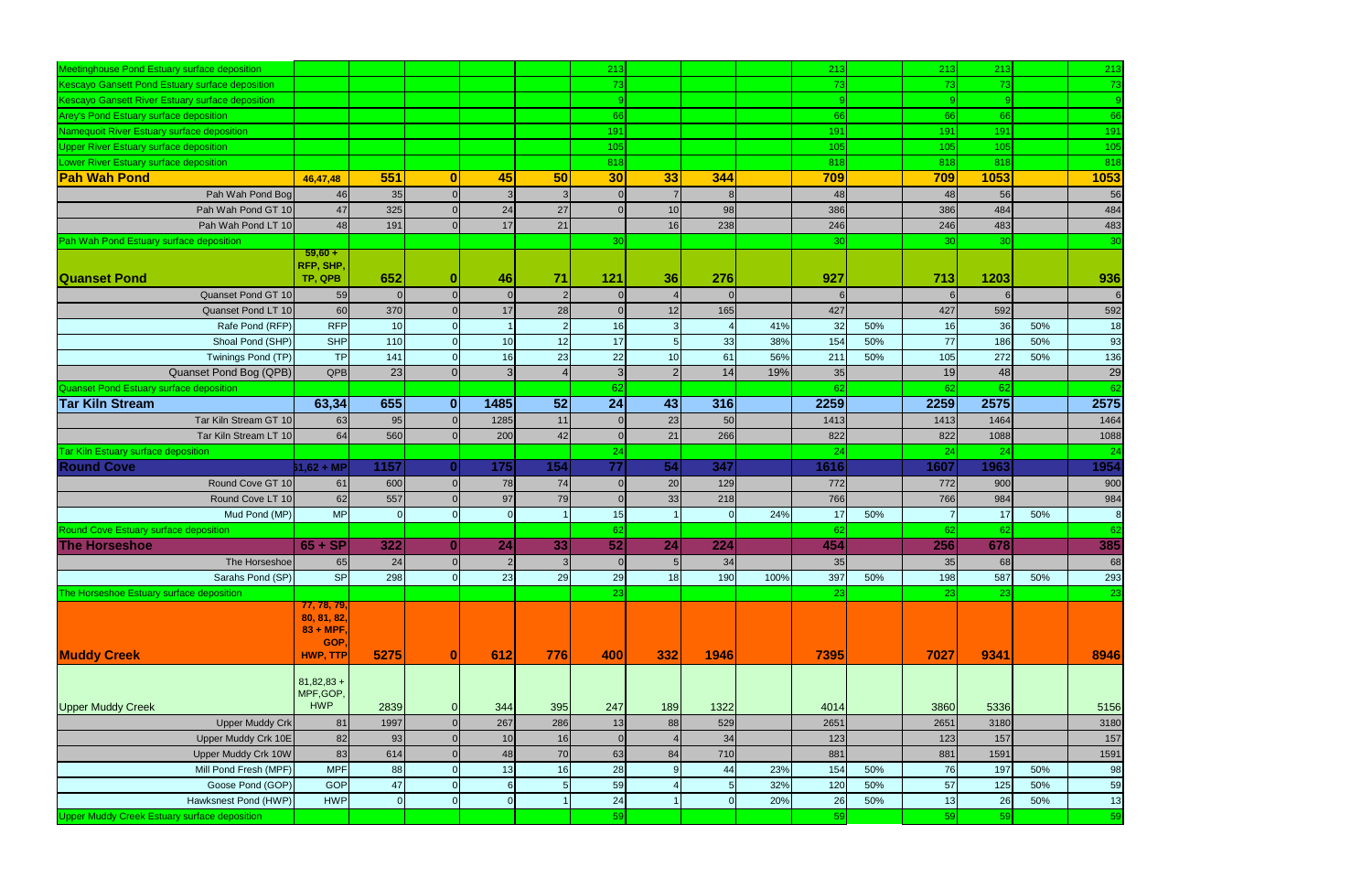| | | | | | | | | | | | | | | | |
|---|---|---|---|---|---|---|---|---|---|---|---|---|---|---|---|
| Meetinghouse Pond Estuary surface deposition | | | | | | 213 | | | | 213 | | 213 | 213 | | 213 |
| Kescayo Gansett Pond Estuary surface deposition | | | | | | 73 | | | | 73 | | 73 | 73 | | 73 |
| Kescayo Gansett River Estuary surface deposition | | | | | | 9 | | | | 9 | | 9 | 9 | | 9 |
| Arey's Pond Estuary surface deposition | | | | | | 66 | | | | 66 | | 66 | 66 | | 66 |
| Namequoit River Estuary surface deposition | | | | | | 191 | | | | 191 | | 191 | 191 | | 191 |
| Upper River Estuary surface deposition | | | | | | 105 | | | | 105 | | 105 | 105 | | 105 |
| Lower River Estuary surface deposition | | | | | | 818 | | | | 818 | | 818 | 818 | | 818 |
| **Pah Wah Pond** | **46,47,48** | **551** | **0** | **45** | **50** | **30** | **33** | **344** | | **709** | | **709** | **1053** | | **1053** |
| Pah Wah Pond Bog | 46 | 35 | 0 | 3 | 3 | 0 | 7 | 8 | | 48 | | 48 | 56 | | 56 |
| Pah Wah Pond GT 10 | 47 | 325 | 0 | 24 | 27 | 0 | 10 | 98 | | 386 | | 386 | 484 | | 484 |
| Pah Wah Pond LT 10 | 48 | 191 | 0 | 17 | 21 | | 16 | 238 | | 246 | | 246 | 483 | | 483 |
| Pah Wah Pond Estuary surface deposition | | | | | | 30 | | | | 30 | | 30 | 30 | | 30 |
| **Quanset Pond** | **59,60 + RFP, SHP, TP, QPB** | **652** | **0** | **46** | **71** | **121** | **36** | **276** | | **927** | | **713** | **1203** | | **936** |
| Quanset Pond GT 10 | 59 | 0 | 0 | 0 | 2 | 0 | 4 | 0 | | 6 | | 6 | 6 | | 6 |
| Quanset Pond LT 10 | 60 | 370 | 0 | 17 | 28 | 0 | 12 | 165 | | 427 | | 427 | 592 | | 592 |
| Rafe Pond (RFP) | RFP | 10 | 0 | 1 | 2 | 16 | 3 | 4 | 41% | 32 | 50% | 16 | 36 | 50% | 18 |
| Shoal Pond (SHP) | SHP | 110 | 0 | 10 | 12 | 17 | 5 | 33 | 38% | 154 | 50% | 77 | 186 | 50% | 93 |
| Twinings Pond (TP) | TP | 141 | 0 | 16 | 23 | 22 | 10 | 61 | 56% | 211 | 50% | 105 | 272 | 50% | 136 |
| Quanset Pond Bog (QPB) | QPB | 23 | 0 | 3 | 4 | 3 | 2 | 14 | 19% | 35 | | 19 | 48 | | 29 |
| Quanset Pond Estuary surface deposition | | | | | | 62 | | | | 62 | | 62 | 62 | | 62 |
| **Tar Kiln Stream** | **63,34** | **655** | **0** | **1485** | **52** | **24** | **43** | **316** | | **2259** | | **2259** | **2575** | | **2575** |
| Tar Kiln Stream GT 10 | 63 | 95 | 0 | 1285 | 11 | 0 | 23 | 50 | | 1413 | | 1413 | 1464 | | 1464 |
| Tar Kiln Stream LT 10 | 64 | 560 | 0 | 200 | 42 | 0 | 21 | 266 | | 822 | | 822 | 1088 | | 1088 |
| Tar Kiln Estuary surface deposition | | | | | | 24 | | | | 24 | | 24 | 24 | | 24 |
| **Round Cove** | **61,62 + MP** | **1157** | **0** | **175** | **154** | **77** | **54** | **347** | | **1616** | | **1607** | **1963** | | **1954** |
| Round Cove GT 10 | 61 | 600 | 0 | 78 | 74 | 0 | 20 | 129 | | 772 | | 772 | 900 | | 900 |
| Round Cove LT 10 | 62 | 557 | 0 | 97 | 79 | 0 | 33 | 218 | | 766 | | 766 | 984 | | 984 |
| Mud Pond (MP) | MP | 0 | 0 | 0 | 1 | 15 | 1 | 0 | 24% | 17 | 50% | 7 | 17 | 50% | 8 |
| Round Cove Estuary surface deposition | | | | | | 62 | | | | 62 | | 62 | 62 | | 62 |
| **The Horseshoe** | **65 + SP** | **322** | **0** | **24** | **33** | **52** | **24** | **224** | | **454** | | **256** | **678** | | **385** |
| The Horseshoe | 65 | 24 | 0 | 2 | 3 | 0 | 5 | 34 | | 35 | | 35 | 68 | | 68 |
| Sarahs Pond (SP) | SP | 298 | 0 | 23 | 29 | 29 | 18 | 190 | 100% | 397 | 50% | 198 | 587 | 50% | 293 |
| The Horseshoe Estuary surface deposition | | | | | | 23 | | | | 23 | | 23 | 23 | | 23 |
| **Muddy Creek** | **77, 78, 79, 80, 81, 82, 83 + MPF, GOP, HWP, TTP** | **5275** | **0** | **612** | **776** | **400** | **332** | **1946** | | **7395** | | **7027** | **9341** | | **8946** |
| Upper Muddy Creek | 81,82,83 + MPF,GOP, HWP | 2839 | 0 | 344 | 395 | 247 | 189 | 1322 | | 4014 | | 3860 | 5336 | | 5156 |
| Upper Muddy Crk | 81 | 1997 | 0 | 267 | 286 | 13 | 88 | 529 | | 2651 | | 2651 | 3180 | | 3180 |
| Upper Muddy Crk 10E | 82 | 93 | 0 | 10 | 16 | 0 | 4 | 34 | | 123 | | 123 | 157 | | 157 |
| Upper Muddy Crk 10W | 83 | 614 | 0 | 48 | 70 | 63 | 84 | 710 | | 881 | | 881 | 1591 | | 1591 |
| Mill Pond Fresh (MPF) | MPF | 88 | 0 | 13 | 16 | 28 | 9 | 44 | 23% | 154 | 50% | 76 | 197 | 50% | 98 |
| Goose Pond (GOP) | GOP | 47 | 0 | 6 | 5 | 59 | 4 | 5 | 32% | 120 | 50% | 57 | 125 | 50% | 59 |
| Hawksnest Pond (HWP) | HWP | 0 | 0 | 0 | 1 | 24 | 1 | 0 | 20% | 26 | 50% | 13 | 26 | 50% | 13 |
| Upper Muddy Creek Estuary surface deposition | | | | | | 59 | | | | 59 | | 59 | 59 | | 59 |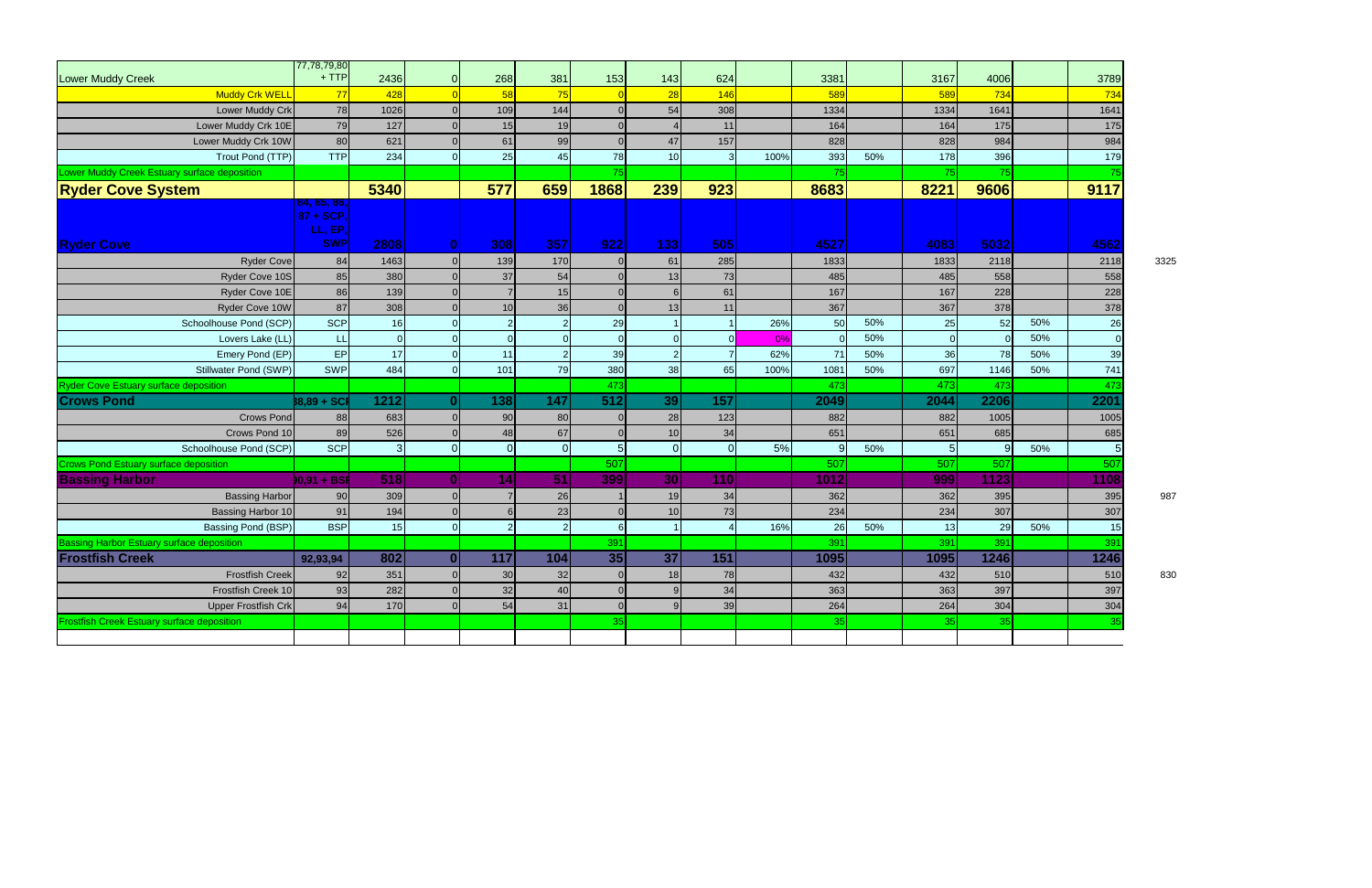| | | | | | | | | | | | | | | | | |
|---|---|---|---|---|---|---|---|---|---|---|---|---|---|---|---|---|
| Lower Muddy Creek | 77,78,79,80 + TTP | 2436 | 0 | 268 | 381 | 153 | 143 | 624 | | 3381 | | 3167 | 4006 | | 3789 | |
| Muddy Crk WELL | 77 | 428 | 0 | 58 | 75 | 0 | 28 | 146 | | 589 | | 589 | 734 | | 734 | |
| Lower Muddy Crk | 78 | 1026 | 0 | 109 | 144 | 0 | 54 | 308 | | 1334 | | 1334 | 1641 | | 1641 | |
| Lower Muddy Crk 10E | 79 | 127 | 0 | 15 | 19 | 0 | 4 | 11 | | 164 | | 164 | 175 | | 175 | |
| Lower Muddy Crk 10W | 80 | 621 | 0 | 61 | 99 | 0 | 47 | 157 | | 828 | | 828 | 984 | | 984 | |
| Trout Pond (TTP) | TTP | 234 | 0 | 25 | 45 | 78 | 10 | 3 | 100% | 393 | 50% | 178 | 396 | | 179 | |
| Lower Muddy Creek Estuary surface deposition | | | | | | 75 | | | | 75 | | 75 | 75 | | 75 | |
| **Ryder Cove System** | | **5340** | | **577** | **659** | **1868** | **239** | **923** | | **8683** | | **8221** | **9606** | | **9117** | |
| **Ryder Cove** | 84, 85, 86, 87 + SCP, LL, EP, SWP | **2808** | **0** | **308** | **357** | **922** | **133** | **505** | | **4527** | | **4083** | **5032** | | **4562** | |
| Ryder Cove | 84 | 1463 | 0 | 139 | 170 | 0 | 61 | 285 | | 1833 | | 1833 | 2118 | | 2118 | 3325 |
| Ryder Cove 10S | 85 | 380 | 0 | 37 | 54 | 0 | 13 | 73 | | 485 | | 485 | 558 | | 558 | |
| Ryder Cove 10E | 86 | 139 | 0 | 7 | 15 | 0 | 6 | 61 | | 167 | | 167 | 228 | | 228 | |
| Ryder Cove 10W | 87 | 308 | 0 | 10 | 36 | 0 | 13 | 11 | | 367 | | 367 | 378 | | 378 | |
| Schoolhouse Pond (SCP) | SCP | 16 | 0 | 2 | 2 | 29 | 1 | 1 | 26% | 50 | 50% | 25 | 52 | 50% | 26 | |
| Lovers Lake (LL) | LL | 0 | 0 | 0 | 0 | 0 | 0 | 0 | 0% | 0 | 50% | 0 | 0 | 50% | 0 | |
| Emery Pond (EP) | EP | 17 | 0 | 11 | 2 | 39 | 2 | 7 | 62% | 71 | 50% | 36 | 78 | 50% | 39 | |
| Stillwater Pond (SWP) | SWP | 484 | 0 | 101 | 79 | 380 | 38 | 65 | 100% | 1081 | 50% | 697 | 1146 | 50% | 741 | |
| Ryder Cove Estuary surface deposition | | | | | | 473 | | | | 473 | | 473 | 473 | | 473 | |
| **Crows Pond** | 88,89 + SCP | **1212** | **0** | **138** | **147** | **512** | **39** | **157** | | **2049** | | **2044** | **2206** | | **2201** | |
| Crows Pond | 88 | 683 | 0 | 90 | 80 | 0 | 28 | 123 | | 882 | | 882 | 1005 | | 1005 | |
| Crows Pond 10 | 89 | 526 | 0 | 48 | 67 | 0 | 10 | 34 | | 651 | | 651 | 685 | | 685 | |
| Schoolhouse Pond (SCP) | SCP | 3 | 0 | 0 | 0 | 5 | 0 | 0 | 5% | 9 | 50% | 5 | 9 | 50% | 5 | |
| Crows Pond Estuary surface deposition | | | | | | 507 | | | | 507 | | 507 | 507 | | 507 | |
| **Bassing Harbor** | 90,91 + BSP | **518** | **0** | **14** | **51** | **399** | **30** | **110** | | **1012** | | **999** | **1123** | | **1108** | |
| Bassing Harbor | 90 | 309 | 0 | 7 | 26 | 1 | 19 | 34 | | 362 | | 362 | 395 | | 395 | 987 |
| Bassing Harbor 10 | 91 | 194 | 0 | 6 | 23 | 0 | 10 | 73 | | 234 | | 234 | 307 | | 307 | |
| Bassing Pond (BSP) | BSP | 15 | 0 | 2 | 2 | 6 | 1 | 4 | 16% | 26 | 50% | 13 | 29 | 50% | 15 | |
| Bassing Harbor Estuary surface deposition | | | | | | 391 | | | | 391 | | 391 | 391 | | 391 | |
| **Frostfish Creek** | 92,93,94 | **802** | **0** | **117** | **104** | **35** | **37** | **151** | | **1095** | | **1095** | **1246** | | **1246** | |
| Frostfish Creek | 92 | 351 | 0 | 30 | 32 | 0 | 18 | 78 | | 432 | | 432 | 510 | | 510 | 830 |
| Frostfish Creek 10 | 93 | 282 | 0 | 32 | 40 | 0 | 9 | 34 | | 363 | | 363 | 397 | | 397 | |
| Upper Frostfish Crk | 94 | 170 | 0 | 54 | 31 | 0 | 9 | 39 | | 264 | | 264 | 304 | | 304 | |
| Frostfish Creek Estuary surface deposition | | | | | | 35 | | | | 35 | | 35 | 35 | | 35 | |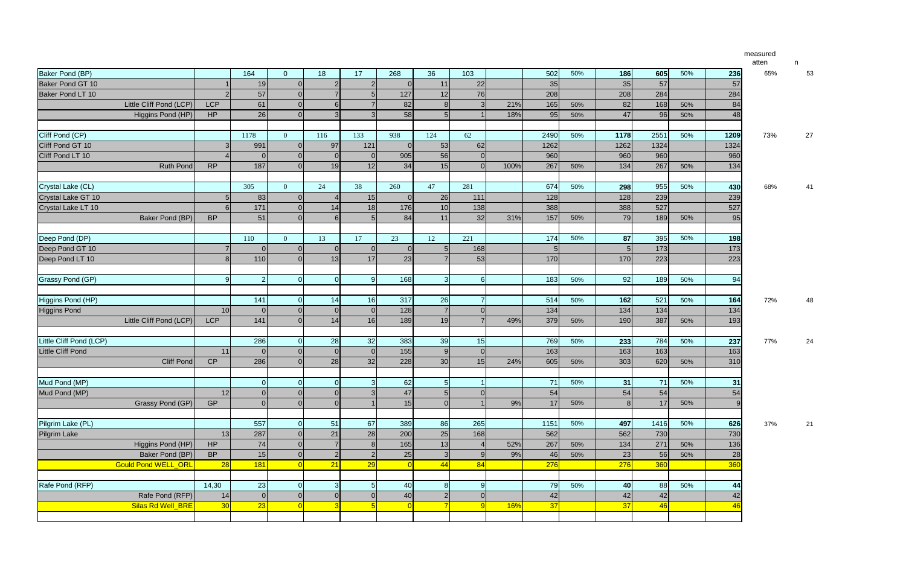| | | | | | | | | | | | | | | | | measured atten | n |
|---|---|---|---|---|---|---|---|---|---|---|---|---|---|---|---|---|---|
| Baker Pond (BP) | | 164 | 0 | 18 | 17 | 268 | 36 | 103 | | 502 | 50% | 186 | 605 | 50% | 236 | 65% | 53 |
| Baker Pond GT 10 | 1 | 19 | 0 | 2 | 2 | 0 | 11 | 22 | | 35 | | 35 | 57 | | 57 | | |
| Baker Pond LT 10 | 2 | 57 | 0 | 7 | 5 | 127 | 12 | 76 | | 208 | | 208 | 284 | | 284 | | |
| Little Cliff Pond (LCP) | LCP | 61 | 0 | 6 | 7 | 82 | 8 | 3 | 21% | 165 | 50% | 82 | 168 | 50% | 84 | | |
| Higgins Pond (HP) | HP | 26 | 0 | 3 | 3 | 58 | 5 | 1 | 18% | 95 | 50% | 47 | 96 | 50% | 48 | | |
| | | | | | | | | | | | | | | | | | |
| Cliff Pond (CP) | | 1178 | 0 | 116 | 133 | 938 | 124 | 62 | | 2490 | 50% | 1178 | 2551 | 50% | 1209 | 73% | 27 |
| Cliff Pond GT 10 | 3 | 991 | 0 | 97 | 121 | 0 | 53 | 62 | | 1262 | | 1262 | 1324 | | 1324 | | |
| Cliff Pond LT 10 | 4 | 0 | 0 | 0 | 0 | 905 | 56 | 0 | | 960 | | 960 | 960 | | 960 | | |
| Ruth Pond | RP | 187 | 0 | 19 | 12 | 34 | 15 | 0 | 100% | 267 | 50% | 134 | 267 | 50% | 134 | | |
| | | | | | | | | | | | | | | | | | |
| Crystal Lake (CL) | | 305 | 0 | 24 | 38 | 260 | 47 | 281 | | 674 | 50% | 298 | 955 | 50% | 430 | 68% | 41 |
| Crystal Lake GT 10 | 5 | 83 | 0 | 4 | 15 | 0 | 26 | 111 | | 128 | | 128 | 239 | | 239 | | |
| Crystal Lake LT 10 | 6 | 171 | 0 | 14 | 18 | 176 | 10 | 138 | | 388 | | 388 | 527 | | 527 | | |
| Baker Pond (BP) | BP | 51 | 0 | 6 | 5 | 84 | 11 | 32 | 31% | 157 | 50% | 79 | 189 | 50% | 95 | | |
| | | | | | | | | | | | | | | | | | |
| Deep Pond (DP) | | 110 | 0 | 13 | 17 | 23 | 12 | 221 | | 174 | 50% | 87 | 395 | 50% | 198 | | |
| Deep Pond GT 10 | 7 | 0 | 0 | 0 | 0 | 0 | 5 | 168 | | 5 | | 5 | 173 | | 173 | | |
| Deep Pond LT 10 | 8 | 110 | 0 | 13 | 17 | 23 | 7 | 53 | | 170 | | 170 | 223 | | 223 | | |
| | | | | | | | | | | | | | | | | | |
| Grassy Pond (GP) | 9 | 2 | 0 | 0 | 9 | 168 | 3 | 6 | | 183 | 50% | 92 | 189 | 50% | 94 | | |
| | | | | | | | | | | | | | | | | | |
| Higgins Pond (HP) | | 141 | 0 | 14 | 16 | 317 | 26 | 7 | | 514 | 50% | 162 | 521 | 50% | 164 | 72% | 48 |
| Higgins Pond | 10 | 0 | 0 | 0 | 0 | 128 | 7 | 0 | | 134 | | 134 | 134 | | 134 | | |
| Little Cliff Pond (LCP) | LCP | 141 | 0 | 14 | 16 | 189 | 19 | 7 | 49% | 379 | 50% | 190 | 387 | 50% | 193 | | |
| | | | | | | | | | | | | | | | | | |
| Little Cliff Pond (LCP) | | 286 | 0 | 28 | 32 | 383 | 39 | 15 | | 769 | 50% | 233 | 784 | 50% | 237 | 77% | 24 |
| Little Cliff Pond | 11 | 0 | 0 | 0 | 0 | 155 | 9 | 0 | | 163 | | 163 | 163 | | 163 | | |
| Cliff Pond | CP | 286 | 0 | 28 | 32 | 228 | 30 | 15 | 24% | 605 | 50% | 303 | 620 | 50% | 310 | | |
| | | | | | | | | | | | | | | | | | |
| Mud Pond (MP) | | 0 | 0 | 0 | 3 | 62 | 5 | 1 | | 71 | 50% | 31 | 71 | 50% | 31 | | |
| Mud Pond (MP) | 12 | 0 | 0 | 0 | 3 | 47 | 5 | 0 | | 54 | | 54 | 54 | | 54 | | |
| Grassy Pond (GP) | GP | 0 | 0 | 0 | 1 | 15 | 0 | 1 | 9% | 17 | 50% | 8 | 17 | 50% | 9 | | |
| | | | | | | | | | | | | | | | | | |
| Pilgrim Lake (PL) | | 557 | 0 | 51 | 67 | 389 | 86 | 265 | | 1151 | 50% | 497 | 1416 | 50% | 626 | 37% | 21 |
| Pilgrim Lake | 13 | 287 | 0 | 21 | 28 | 200 | 25 | 168 | | 562 | | 562 | 730 | | 730 | | |
| Higgins Pond (HP) | HP | 74 | 0 | 7 | 8 | 165 | 13 | 4 | 52% | 267 | 50% | 134 | 271 | 50% | 136 | | |
| Baker Pond (BP) | BP | 15 | 0 | 2 | 2 | 25 | 3 | 9 | 9% | 46 | 50% | 23 | 56 | 50% | 28 | | |
| Gould Pond WELL_ORL | 28 | 181 | 0 | 21 | 29 | 0 | 44 | 84 | | 276 | | 276 | 360 | | 360 | | |
| | | | | | | | | | | | | | | | | | |
| Rafe Pond (RFP) | 14,30 | 23 | 0 | 3 | 5 | 40 | 8 | 9 | | 79 | 50% | 40 | 88 | 50% | 44 | | |
| Rafe Pond (RFP) | 14 | 0 | 0 | 0 | 0 | 40 | 2 | 0 | | 42 | | 42 | 42 | | 42 | | |
| Silas Rd Well_BRE | 30 | 23 | 0 | 3 | 5 | 0 | 7 | 9 | 16% | 37 | | 37 | 46 | | 46 | | |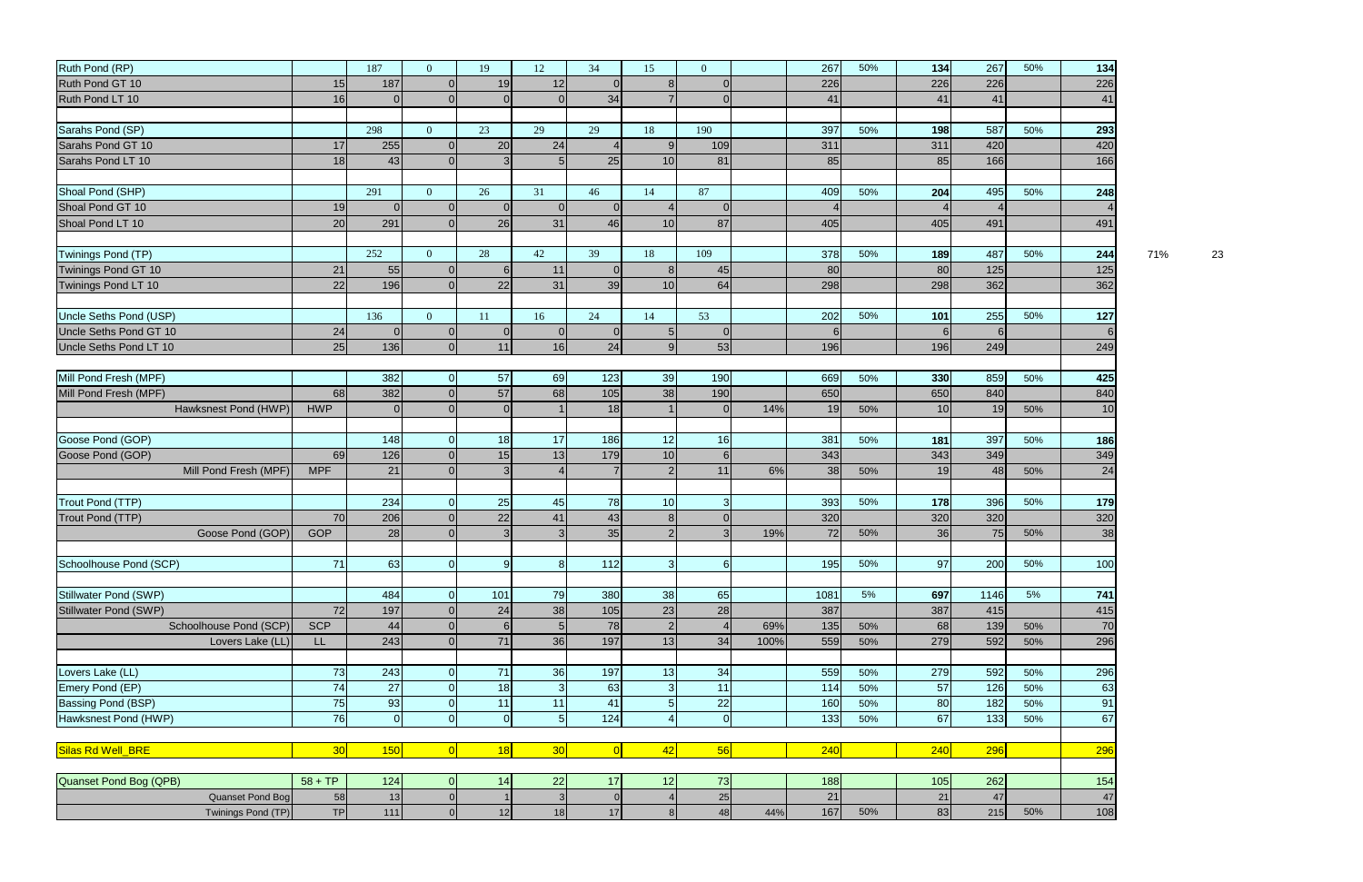| | | | | | | | | | | | | | | | | | |
|---|---|---|---|---|---|---|---|---|---|---|---|---|---|---|---|---|---|
| Ruth Pond (RP) | | 187 | 0 | 19 | 12 | 34 | 15 | 0 | | 267 | 50% | 134 | 267 | 50% | 134 | | |
| Ruth Pond GT 10 | 15 | 187 | 0 | 19 | 12 | 0 | 8 | 0 | | 226 | | 226 | 226 | | 226 | | |
| Ruth Pond LT 10 | 16 | 0 | 0 | 0 | 0 | 34 | 7 | 0 | | 41 | | 41 | 41 | | 41 | | |
| Sarahs Pond (SP) | | 298 | 0 | 23 | 29 | 29 | 18 | 190 | | 397 | 50% | 198 | 587 | 50% | 293 | | |
| Sarahs Pond GT 10 | 17 | 255 | 0 | 20 | 24 | 4 | 9 | 109 | | 311 | | 311 | 420 | | 420 | | |
| Sarahs Pond LT 10 | 18 | 43 | 0 | 3 | 5 | 25 | 10 | 81 | | 85 | | 85 | 166 | | 166 | | |
| Shoal Pond (SHP) | | 291 | 0 | 26 | 31 | 46 | 14 | 87 | | 409 | 50% | 204 | 495 | 50% | 248 | | |
| Shoal Pond GT 10 | 19 | 0 | 0 | 0 | 0 | 0 | 4 | 0 | | 4 | | 4 | 4 | | 4 | | |
| Shoal Pond LT 10 | 20 | 291 | 0 | 26 | 31 | 46 | 10 | 87 | | 405 | | 405 | 491 | | 491 | | |
| Twinings Pond (TP) | | 252 | 0 | 28 | 42 | 39 | 18 | 109 | | 378 | 50% | 189 | 487 | 50% | 244 | 71% | 23 |
| Twinings Pond GT 10 | 21 | 55 | 0 | 6 | 11 | 0 | 8 | 45 | | 80 | | 80 | 125 | | 125 | | |
| Twinings Pond LT 10 | 22 | 196 | 0 | 22 | 31 | 39 | 10 | 64 | | 298 | | 298 | 362 | | 362 | | |
| Uncle Seths Pond (USP) | | 136 | 0 | 11 | 16 | 24 | 14 | 53 | | 202 | 50% | 101 | 255 | 50% | 127 | | |
| Uncle Seths Pond GT 10 | 24 | 0 | 0 | 0 | 0 | 0 | 5 | 0 | | 6 | | 6 | 6 | | 6 | | |
| Uncle Seths Pond LT 10 | 25 | 136 | 0 | 11 | 16 | 24 | 9 | 53 | | 196 | | 196 | 249 | | 249 | | |
| Mill Pond Fresh (MPF) | | 382 | 0 | 57 | 69 | 123 | 39 | 190 | | 669 | 50% | 330 | 859 | 50% | 425 | | |
| Mill Pond Fresh (MPF) | 68 | 382 | 0 | 57 | 68 | 105 | 38 | 190 | | 650 | | 650 | 840 | | 840 | | |
| Hawksnest Pond (HWP) | HWP | 0 | 0 | 0 | 1 | 18 | 1 | 0 | 14% | 19 | 50% | 10 | 19 | 50% | 10 | | |
| Goose Pond (GOP) | | 148 | 0 | 18 | 17 | 186 | 12 | 16 | | 381 | 50% | 181 | 397 | 50% | 186 | | |
| Goose Pond (GOP) | 69 | 126 | 0 | 15 | 13 | 179 | 10 | 6 | | 343 | | 343 | 349 | | 349 | | |
| Mill Pond Fresh (MPF) | MPF | 21 | 0 | 3 | 4 | 7 | 2 | 11 | 6% | 38 | 50% | 19 | 48 | 50% | 24 | | |
| Trout Pond (TTP) | | 234 | 0 | 25 | 45 | 78 | 10 | 3 | | 393 | 50% | 178 | 396 | 50% | 179 | | |
| Trout Pond (TTP) | 70 | 206 | 0 | 22 | 41 | 43 | 8 | 0 | | 320 | | 320 | 320 | | 320 | | |
| Goose Pond (GOP) | GOP | 28 | 0 | 3 | 3 | 35 | 2 | 3 | 19% | 72 | 50% | 36 | 75 | 50% | 38 | | |
| Schoolhouse Pond (SCP) | 71 | 63 | 0 | 9 | 8 | 112 | 3 | 6 | | 195 | 50% | 97 | 200 | 50% | 100 | | |
| Stillwater Pond (SWP) | | 484 | 0 | 101 | 79 | 380 | 38 | 65 | | 1081 | 5% | 697 | 1146 | 5% | 741 | | |
| Stillwater Pond (SWP) | 72 | 197 | 0 | 24 | 38 | 105 | 23 | 28 | | 387 | | 387 | 415 | | 415 | | |
| Schoolhouse Pond (SCP) | SCP | 44 | 0 | 6 | 5 | 78 | 2 | 4 | 69% | 135 | 50% | 68 | 139 | 50% | 70 | | |
| Lovers Lake (LL) | LL | 243 | 0 | 71 | 36 | 197 | 13 | 34 | 100% | 559 | 50% | 279 | 592 | 50% | 296 | | |
| Lovers Lake (LL) | 73 | 243 | 0 | 71 | 36 | 197 | 13 | 34 | | 559 | 50% | 279 | 592 | 50% | 296 | | |
| Emery Pond (EP) | 74 | 27 | 0 | 18 | 3 | 63 | 3 | 11 | | 114 | 50% | 57 | 126 | 50% | 63 | | |
| Bassing Pond (BSP) | 75 | 93 | 0 | 11 | 11 | 41 | 5 | 22 | | 160 | 50% | 80 | 182 | 50% | 91 | | |
| Hawksnest Pond (HWP) | 76 | 0 | 0 | 0 | 5 | 124 | 4 | 0 | | 133 | 50% | 67 | 133 | 50% | 67 | | |
| Silas Rd Well_BRE | 30 | 150 | 0 | 18 | 30 | 0 | 42 | 56 | | 240 | | 240 | 296 | | 296 | | |
| Quanset Pond Bog (QPB) | 58 + TP | 124 | 0 | 14 | 22 | 17 | 12 | 73 | | 188 | | 105 | 262 | | 154 | | |
| Quanset Pond Bog | 58 | 13 | 0 | 1 | 3 | 0 | 4 | 25 | | 21 | | 21 | 47 | | 47 | | |
| Twinings Pond (TP) | TP | 111 | 0 | 12 | 18 | 17 | 8 | 48 | 44% | 167 | 50% | 83 | 215 | 50% | 108 | | |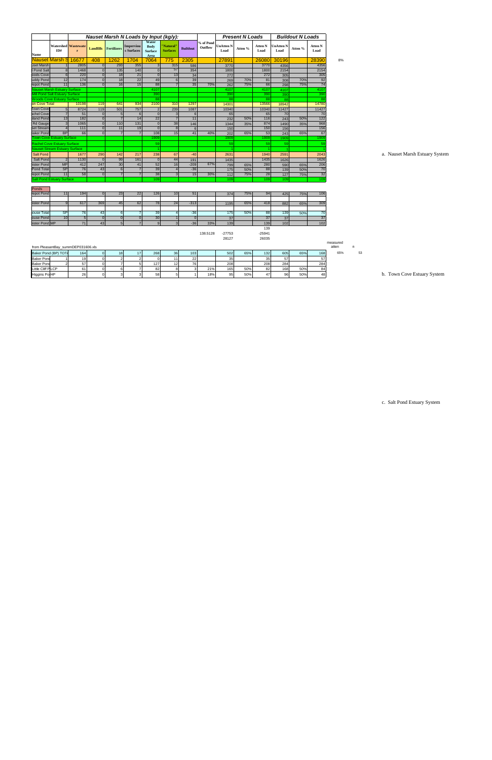| Name | Watershed ID# | Wastewater | Landfills | Fertilizers | Impervious Surfaces | Water Body Surface Area | "Natural" Surfaces | Buildout | % of Pond Outflow | UnAtten N Load | Atten % | Atten N Load | UnAtten N Load | Atten % | Atten N Load |
|---|---|---|---|---|---|---|---|---|---|---|---|---|---|---|---|
| | | *Nauset Marsh N Loads by Input (kg/y):* | | | | | | | | *Present N Loads* | | | *Buildout N Loads* | | |
| Nauset Marsh S | | 16677 | 408 | 1262 | 1704 | 7064 | 775 | 2305 | | 27891 | | 26080 | 30196 | | 28390 |
| uset Marsh | 1 | 2805 | 0 | 293 | 355 | 3 | 315 | 586 | | 3770 | | 3770 | 4356 | | 4356 |
| l Pond Salt | 8 | 1468 | 0 | 135 | 140 | 0 | 57 | 354 | | 1800 | | 1800 | 2154 | | 2154 |
| oods Cove | 6 | 220 | 0 | 18 | 21 | 0 | 13 | 34 | | 272 | | 272 | 305 | | 305 |
| uddy Pond | 12 | 174 | 0 | 18 | 22 | 49 | 6 | 39 | | 269 | 70% | 81 | 308 | 70% | 92 |
| repot Pond | 11 | 136 | 0 | 16 | 15 | 88 | 7 | 35 | 70% | 262 | 75% | 66 | 298 | 75% | 74 |
| Nauset Marsh Estuary Surface | | | | | | 4107 | | | | 4107 | | 4107 | 4107 | | 4107 |
| Mill Pond Salt Estuary Surface | | | | | | 390 | | | | 390 | | 390 | 390 | | 390 |
| Woods Cove Estuary Surface | | | | | | 88 | | | | 88 | | 88 | 88 | | 88 |
| wn Cove Total | | 10198 | 119 | 641 | 934 | 2100 | 310 | 1297 | | 14301 | | 13566 | 18942 | | 14780 |
| Town Cove | 5 | 8724 | 119 | 501 | 757 | 2 | 239 | 1087 | | 10340 | | 10340 | 11427 | | 11427 |
| achel Cove | 7 | 51 | 0 | 5 | 6 | 0 | 3 | 6 | | 65 | | 65 | 70 | | 70 |
| sland Pond | 13 | 182 | 0 | 7 | 14 | 22 | 7 | 11 | | 232 | 50% | 116 | 243 | 50% | 122 |
| Rd Gauge | 3 | 1065 | 0 | 110 | 131 | 0 | 38 | 146 | | 1344 | 35% | 874 | 1490 | 35% | 968 |
| set Stream | 4 | 111 | 0 | 11 | 19 | 0 | 8 | 6 | | 150 | | 150 | 156 | | 156 |
| Baker Pond | BP | 66 | 0 | 7 | 7 | 106 | 15 | 41 | 40% | 202 | 65% | 53 | 243 | 65% | 67 |
| Town Cove Estuary Surface | | | | | | 1909 | | | | 1909 | | 1909 | 1909 | | 1909 |
| Rachel Cove Estuary Surface | | | | | | 59 | | | | 59 | | 59 | 59 | | 59 |
| Nauset Stream Estuary Surface | | | | | | 1 | | | | 1 | | 1 | 1 | | 1 |
| Salt Pond | | 1677 | 290 | 142 | 217 | 238 | 67 | -40 | | 2631 | | 1940 | 2591 | | 2043 |
| Salt Pond | 2 | 1130 | 0 | 99 | 161 | 0 | 44 | 191 | | 1435 | | 1435 | 1626 | | 1626 |
| nister Pond | MP | 412 | 247 | 30 | 41 | 52 | 16 | -209 | 67% | 799 | 65% | 280 | 590 | 65% | 206 |
| Pond Total | SP | 76 | 43 | 6 | 7 | 39 | 4 | -36 | | 175 | 50% | 88 | 139 | 50% | 70 |
| repot Pond | 11 | 58 | 0 | 7 | 7 | 38 | 3 | 15 | 30% | 112 | 75% | 28 | 127 | 75% | 32 |
| Salt Pond Estuary Surface | | | | | | 109 | | | | 109 | | 109 | 109 | | 109 |
| Ponds | | | | | | | | | | | | | | | |
| repot Pond | 11 | 194 | 0 | 23 | 22 | 126 | 10 | 51 | | 374 | 75% | 94 | 425 | 75% | 106 |
| nister Pond | 9 | 617 | 369 | 45 | 62 | 78 | 24 | -313 | | 1195 | 65% | 418 | 882 | 65% | 309 |
| ouse Total | SP | 76 | 43 | 6 | 7 | 39 | 4 | -36 | | 175 | 50% | 88 | 139 | 50% | 70 |
| ouse Pond | 10 | 5 | 0 | 0 | 0 | 30 | 1 | 0 | | 37 | | 37 | 37 | | 37 |
| nister Pond MP | | 71 | 43 | 5 | 7 | 9 | 3 | -36 | 33% | 139 | | 139 | 102 | | 102 |
| | | | | | | | | | | | | 139 | | | |
| | | | | | | | | | 138.5128 | -27753 | | -25941 | | | |
| | | | | | | | | | | 28127 | | 26035 | | | |

8%

a. Nauset Marsh Estuary System

from PleasantBay_summDEP031606.xls

| | | | | | | | | | | | | | | | |
|---|---|---|---|---|---|---|---|---|---|---|---|---|---|---|---|
| Baker Pond (BP) TOTA | | 164 | 0 | 18 | 17 | 268 | 36 | 103 | | 502 | 65% | 132 | 605 | 65% | 168 |
| Baker Pond | 1 | 19 | 0 | 2 | 2 | 0 | 11 | 22 | | 35 | | 35 | 57 | | 57 |
| Baker Pond | 2 | 57 | 0 | 7 | 5 | 127 | 12 | 76 | | 208 | | 208 | 284 | | 284 |
| Little Cliff P LCP | | 61 | 0 | 6 | 7 | 82 | 8 | 3 | 21% | 165 | 50% | 82 | 168 | 50% | 84 |
| Higgins Po HP | | 26 | 0 | 3 | 3 | 58 | 5 | 1 | 18% | 95 | 50% | 47 | 96 | 50% | 48 |

measured atten: 65% n: 53

b. Town Cove Estuary System

c. Salt Pond Estuary System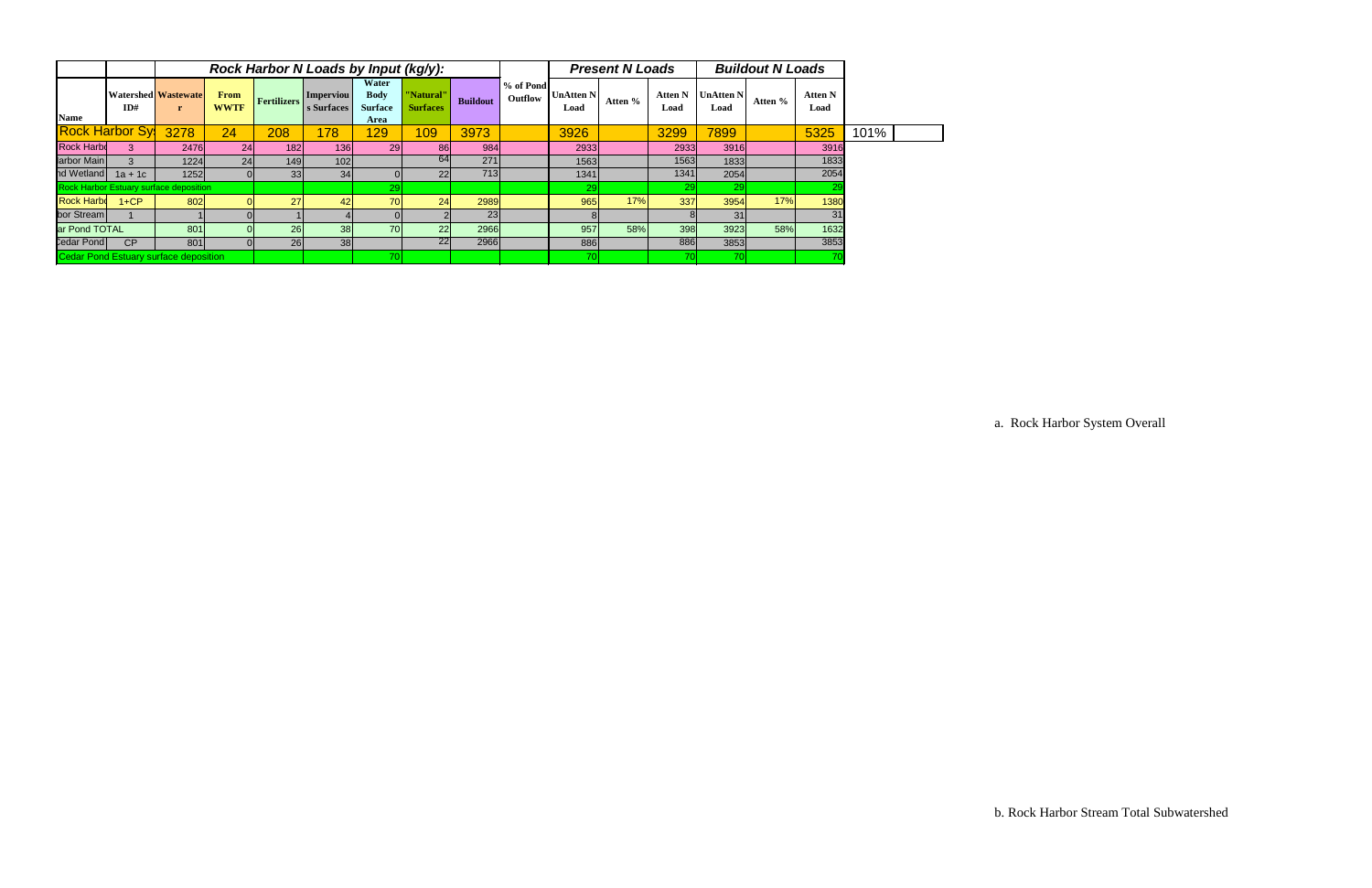| Name | Watershed ID# | Rock Harbor N Loads by Input (kg/y): Wastewater | From WWTF | Fertilizers | Impervious Surfaces | Water Body Surface Area | "Natural" Surfaces | Buildout | % of Pond Outflow | Present N Loads: UnAtten N Load | Atten % | Atten N Load | Buildout N Loads: UnAtten N Load | Atten % | Atten N Load | |
|---|---|---|---|---|---|---|---|---|---|---|---|---|---|---|---|---|
| Rock Harbor Sy |  | 3278 | 24 | 208 | 178 | 129 | 109 | 3973 |  | 3926 |  | 3299 | 7899 |  | 5325 | 101% |
| Rock Harbo | 3 | 2476 | 24 | 182 | 136 | 29 | 86 | 984 |  | 2933 |  | 2933 | 3916 |  | 3916 | |
| arbor Main | 3 | 1224 | 24 | 149 | 102 |  | 64 | 271 |  | 1563 |  | 1563 | 1833 |  | 1833 | |
| nd Wetland | 1a + 1c | 1252 | 0 | 33 | 34 | 0 | 22 | 713 |  | 1341 |  | 1341 | 2054 |  | 2054 | |
| Rock Harbor Estuary surface deposition |  |  |  |  |  | 29 |  |  |  | 29 |  | 29 | 29 |  | 29 | |
| Rock Harbo | 1+CP | 802 | 0 | 27 | 42 | 70 | 24 | 2989 |  | 965 | 17% | 337 | 3954 | 17% | 1380 | |
| bor Stream | 1 | 1 | 0 | 1 | 4 | 0 | 2 | 23 |  | 8 |  | 8 | 31 |  | 31 | |
| ar Pond TOTAL |  | 801 | 0 | 26 | 38 | 70 | 22 | 2966 |  | 957 | 58% | 398 | 3923 | 58% | 1632 | |
| Cedar Pond | CP | 801 | 0 | 26 | 38 |  | 22 | 2966 |  | 886 |  | 886 | 3853 |  | 3853 | |
| Cedar Pond Estuary surface deposition |  |  |  |  |  | 70 |  |  |  | 70 |  | 70 | 70 |  | 70 | |

a. Rock Harbor System Overall

b. Rock Harbor Stream Total Subwatershed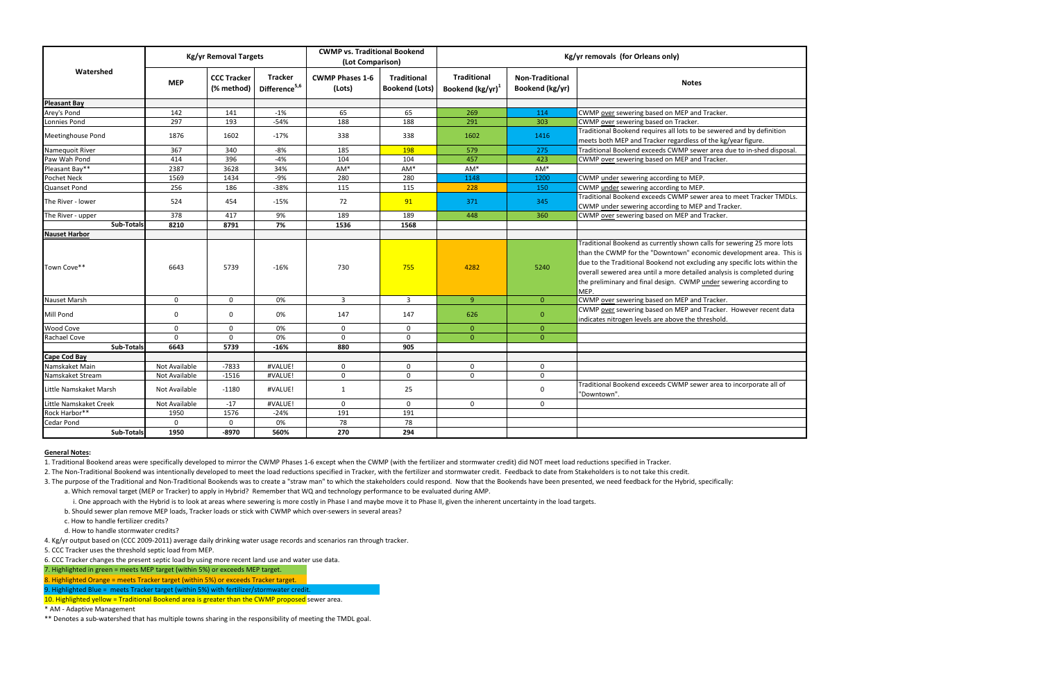| Watershed | Kg/yr Removal Targets | | | CWMP vs. Traditional Bookend (Lot Comparison) | | Kg/yr removals (for Orleans only) | | |
|---|---|---|---|---|---|---|---|---|
| | MEP | CCC Tracker (% method) | Tracker Difference[5,6] | CWMP Phases 1-6 (Lots) | Traditional Bookend (Lots) | Traditional Bookend (kg/yr)[1] | Non-Traditional Bookend (kg/yr) | Notes |
| **Pleasant Bay** | | | | | | | | |
| Arey's Pond | 142 | 141 | -1% | 65 | 65 | 269 | 114 | CWMP over sewering based on MEP and Tracker. |
| Lonnies Pond | 297 | 193 | -54% | 188 | 188 | 291 | 303 | CWMP over sewering based on Tracker. |
| Meetinghouse Pond | 1876 | 1602 | -17% | 338 | 338 | 1602 | 1416 | Traditional Bookend requires all lots to be sewered and by definition meets both MEP and Tracker regardless of the kg/year figure. |
| Namequoit River | 367 | 340 | -8% | 185 | 198 | 579 | 275 | Traditional Bookend exceeds CWMP sewer area due to in-shed disposal. |
| Paw Wah Pond | 414 | 396 | -4% | 104 | 104 | 457 | 423 | CWMP over sewering based on MEP and Tracker. |
| Pleasant Bay** | 2387 | 3628 | 34% | AM* | AM* | AM* | AM* | |
| Pochet Neck | 1569 | 1434 | -9% | 280 | 280 | 1148 | 1200 | CWMP under sewering according to MEP. |
| Quanset Pond | 256 | 186 | -38% | 115 | 115 | 228 | 150 | CWMP under sewering according to MEP. |
| The River - lower | 524 | 454 | -15% | 72 | 91 | 371 | 345 | Traditional Bookend exceeds CWMP sewer area to meet Tracker TMDLs. CWMP under sewering according to MEP and Tracker. |
| The River - upper | 378 | 417 | 9% | 189 | 189 | 448 | 360 | CWMP over sewering based on MEP and Tracker. |
| **Sub-Totals** | **8210** | **8791** | **7%** | **1536** | **1568** | | | |
| **Nauset Harbor** | | | | | | | | |
| Town Cove** | 6643 | 5739 | -16% | 730 | 755 | 4282 | 5240 | Traditional Bookend as currently shown calls for sewering 25 more lots than the CWMP for the "Downtown" economic development area. This is due to the Traditional Bookend not excluding any specific lots within the overall sewered area until a more detailed analysis is completed during the preliminary and final design. CWMP under sewering according to MEP. |
| Nauset Marsh | 0 | 0 | 0% | 3 | 3 | 9 | 0 | CWMP over sewering based on MEP and Tracker. |
| Mill Pond | 0 | 0 | 0% | 147 | 147 | 626 | 0 | CWMP over sewering based on MEP and Tracker. However recent data indicates nitrogen levels are above the threshold. |
| Wood Cove | 0 | 0 | 0% | 0 | 0 | 0 | 0 | |
| Rachael Cove | 0 | 0 | 0% | 0 | 0 | 0 | 0 | |
| **Sub-Totals** | **6643** | **5739** | **-16%** | **880** | **905** | | | |
| **Cape Cod Bay** | | | | | | | | |
| Namskaket Main | Not Available | -7833 | #VALUE! | 0 | 0 | 0 | 0 | |
| Namskaket Stream | Not Available | -1516 | #VALUE! | 0 | 0 | 0 | 0 | |
| Little Namskaket Marsh | Not Available | -1180 | #VALUE! | 1 | 25 | | 0 | Traditional Bookend exceeds CWMP sewer area to incorporate all of "Downtown". |
| Little Namskaket Creek | Not Available | -17 | #VALUE! | 0 | 0 | 0 | 0 | |
| Rock Harbor** | 1950 | 1576 | -24% | 191 | 191 | | | |
| Cedar Pond | 0 | 0 | 0% | 78 | 78 | | | |
| **Sub-Totals** | **1950** | **-8970** | **560%** | **270** | **294** | | | |

**General Notes:**

1. Traditional Bookend areas were specifically developed to mirror the CWMP Phases 1-6 except when the CWMP (with the fertilizer and stormwater credit) did NOT meet load reductions specified in Tracker.
2. The Non-Traditional Bookend was intentionally developed to meet the load reductions specified in Tracker, with the fertilizer and stormwater credit. Feedback to date from Stakeholders is to not take this credit.
3. The purpose of the Traditional and Non-Traditional Bookends was to create a "straw man" to which the stakeholders could respond. Now that the Bookends have been presented, we need feedback for the Hybrid, specifically:
   a. Which removal target (MEP or Tracker) to apply in Hybrid? Remember that WQ and technology performance to be evaluated during AMP.
      i. One approach with the Hybrid is to look at areas where sewering is more costly in Phase I and maybe move it to Phase II, given the inherent uncertainty in the load targets.
   b. Should sewer plan remove MEP loads, Tracker loads or stick with CWMP which over-sewers in several areas?
   c. How to handle fertilizer credits?
   d. How to handle stormwater credits?
4. Kg/yr output based on (CCC 2009-2011) average daily drinking water usage records and scenarios ran through tracker.
5. CCC Tracker uses the threshold septic load from MEP.
6. CCC Tracker changes the present septic load by using more recent land use and water use data.
7. Highlighted in green = meets MEP target (within 5%) or exceeds MEP target.
8. Highlighted Orange = meets Tracker target (within 5%) or exceeds Tracker target.
9. Highlighted Blue = meets Tracker target (within 5%) with fertilizer/stormwater credit.
10. Highlighted yellow = Traditional Bookend area is greater than the CWMP proposed sewer area.

\* AM - Adaptive Management

** Denotes a sub-watershed that has multiple towns sharing in the responsibility of meeting the TMDL goal.